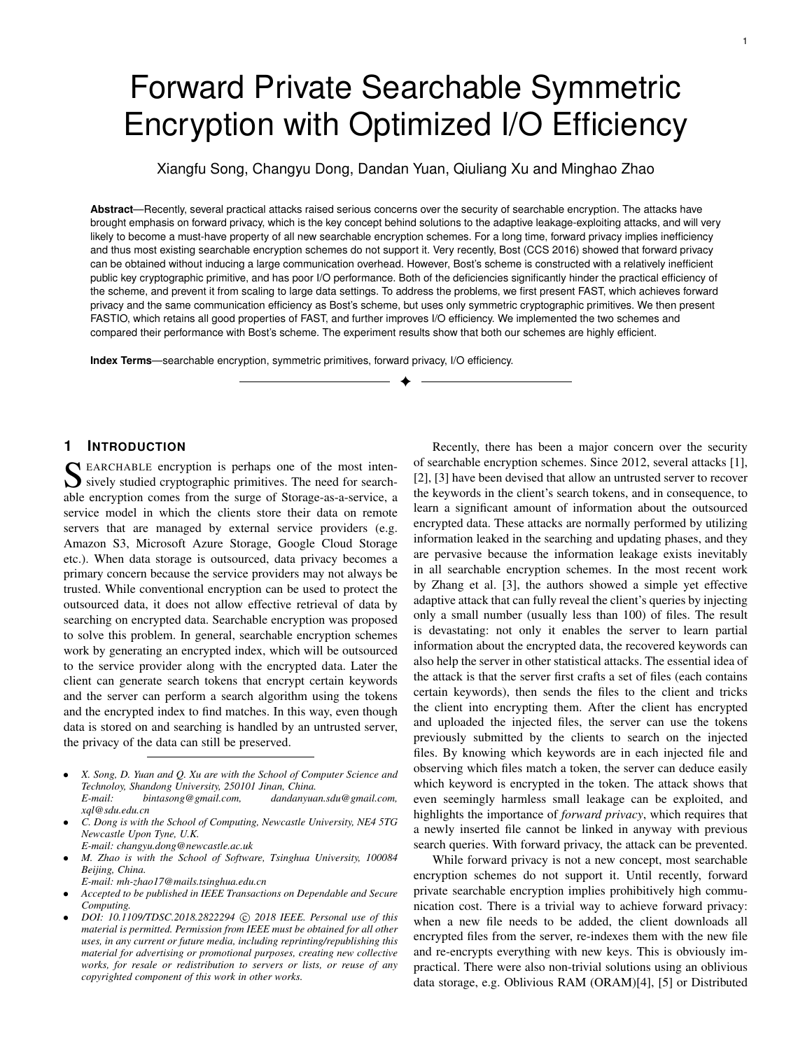# Forward Private Searchable Symmetric Encryption with Optimized I/O Efficiency

Xiangfu Song, Changyu Dong, Dandan Yuan, Qiuliang Xu and Minghao Zhao

**Abstract**—Recently, several practical attacks raised serious concerns over the security of searchable encryption. The attacks have brought emphasis on forward privacy, which is the key concept behind solutions to the adaptive leakage-exploiting attacks, and will very likely to become a must-have property of all new searchable encryption schemes. For a long time, forward privacy implies inefficiency and thus most existing searchable encryption schemes do not support it. Very recently, Bost (CCS 2016) showed that forward privacy can be obtained without inducing a large communication overhead. However, Bost's scheme is constructed with a relatively inefficient public key cryptographic primitive, and has poor I/O performance. Both of the deficiencies significantly hinder the practical efficiency of the scheme, and prevent it from scaling to large data settings. To address the problems, we first present FAST, which achieves forward privacy and the same communication efficiency as Bost's scheme, but uses only symmetric cryptographic primitives. We then present FASTIO, which retains all good properties of FAST, and further improves I/O efficiency. We implemented the two schemes and compared their performance with Bost's scheme. The experiment results show that both our schemes are highly efficient.

**Index Terms**—searchable encryption, symmetric primitives, forward privacy, I/O efficiency.

## 1 Introduction

Searchable encryption is perhaps one of the most intensively studied cryptographic primitives. The need for searchable encryption comes from the surge of Storage-as-a-service, a service model in which the clients store their data on remote servers that are managed by external service providers (e.g. Amazon S3, Microsoft Azure Storage, Google Cloud Storage etc.). When data storage is outsourced, data privacy becomes a primary concern because the service providers may not always be trusted. While conventional encryption can be used to protect the outsourced data, it does not allow effective retrieval of data by searching on encrypted data. Searchable encryption was proposed to solve this problem. In general, searchable encryption schemes work by generating an encrypted index, which will be outsourced to the service provider along with the encrypted data. Later the client can generate search tokens that encrypt certain keywords and the server can perform a search algorithm using the tokens and the encrypted index to find matches. In this way, even though data is stored on and searching is handled by an untrusted server, the privacy of the data can still be preserved.

- *X. Song, D. Yuan and Q. Xu are with the School of Computer Science and Technoloy, Shandong University, 250101 Jinan, China. E-mail: bintasong@gmail.com, dandanyuan.sdu@gmail.com, xql@sdu.edu.cn*
- *C. Dong is with the School of Computing, Newcastle University, NE4 5TG Newcastle Upon Tyne, U.K. E-mail: changyu.dong@newcastle.ac.uk*
- *M. Zhao is with the School of Software, Tsinghua University, 100084 Beijing, China. E-mail: mh-zhao17@mails.tsinghua.edu.cn*
- *Accepted to be published in IEEE Transactions on Dependable and Secure Computing.*
- *DOI: 10.1109/TDSC.2018.2822294 © 2018 IEEE. Personal use of this material is permitted. Permission from IEEE must be obtained for all other uses, in any current or future media, including reprinting/republishing this material for advertising or promotional purposes, creating new collective works, for resale or redistribution to servers or lists, or reuse of any copyrighted component of this work in other works.*

Recently, there has been a major concern over the security of searchable encryption schemes. Since 2012, several attacks [1], [2], [3] have been devised that allow an untrusted server to recover the keywords in the client's search tokens, and in consequence, to learn a significant amount of information about the outsourced encrypted data. These attacks are normally performed by utilizing information leaked in the searching and updating phases, and they are pervasive because the information leakage exists inevitably in all searchable encryption schemes. In the most recent work by Zhang et al. [3], the authors showed a simple yet effective adaptive attack that can fully reveal the client's queries by injecting only a small number (usually less than 100) of files. The result is devastating: not only it enables the server to learn partial information about the encrypted data, the recovered keywords can also help the server in other statistical attacks. The essential idea of the attack is that the server first crafts a set of files (each contains certain keywords), then sends the files to the client and tricks the client into encrypting them. After the client has encrypted and uploaded the injected files, the server can use the tokens previously submitted by the clients to search on the injected files. By knowing which keywords are in each injected file and observing which files match a token, the server can deduce easily which keyword is encrypted in the token. The attack shows that even seemingly harmless small leakage can be exploited, and highlights the importance of *forward privacy*, which requires that a newly inserted file cannot be linked in anyway with previous search queries. With forward privacy, the attack can be prevented.

While forward privacy is not a new concept, most searchable encryption schemes do not support it. Until recently, forward private searchable encryption implies prohibitively high communication cost. There is a trivial way to achieve forward privacy: when a new file needs to be added, the client downloads all encrypted files from the server, re-indexes them with the new file and re-encrypts everything with new keys. This is obviously impractical. There were also non-trivial solutions using an oblivious data storage, e.g. Oblivious RAM (ORAM)[4], [5] or Distributed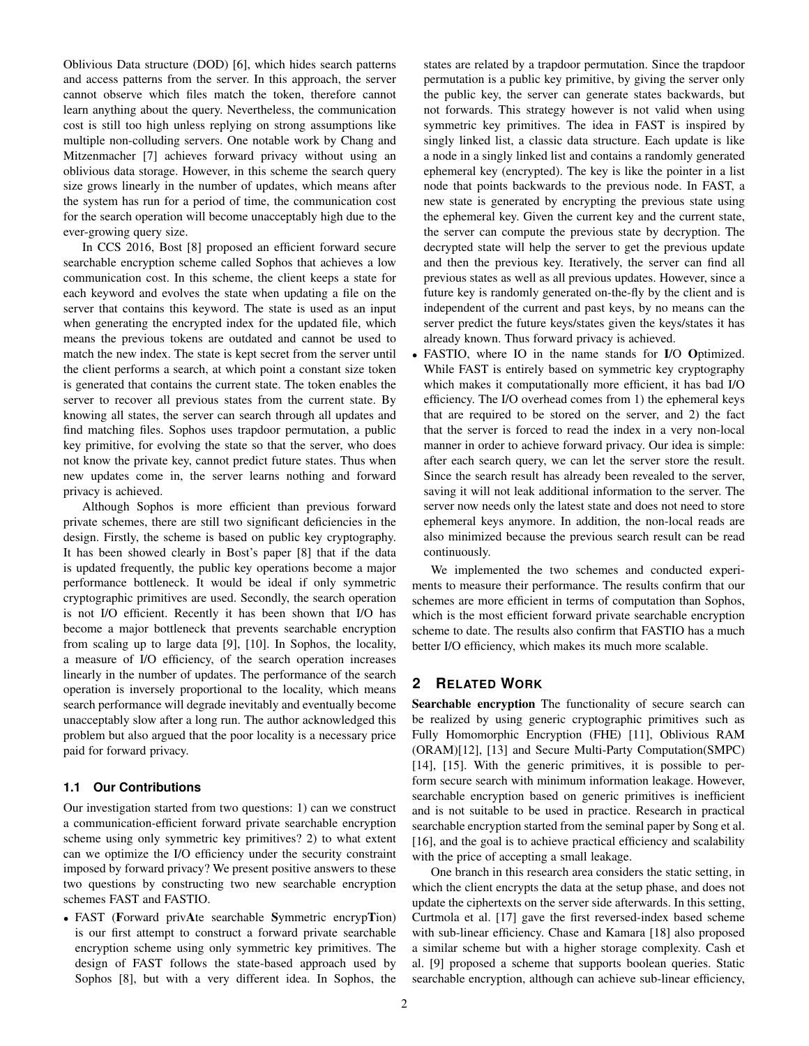Oblivious Data structure (DOD) [6], which hides search patterns and access patterns from the server. In this approach, the server cannot observe which files match the token, therefore cannot learn anything about the query. Nevertheless, the communication cost is still too high unless replying on strong assumptions like multiple non-colluding servers. One notable work by Chang and Mitzenmacher [7] achieves forward privacy without using an oblivious data storage. However, in this scheme the search query size grows linearly in the number of updates, which means after the system has run for a period of time, the communication cost for the search operation will become unacceptably high due to the ever-growing query size.

In CCS 2016, Bost [8] proposed an efficient forward secure searchable encryption scheme called Sophos that achieves a low communication cost. In this scheme, the client keeps a state for each keyword and evolves the state when updating a file on the server that contains this keyword. The state is used as an input when generating the encrypted index for the updated file, which means the previous tokens are outdated and cannot be used to match the new index. The state is kept secret from the server until the client performs a search, at which point a constant size token is generated that contains the current state. The token enables the server to recover all previous states from the current state. By knowing all states, the server can search through all updates and find matching files. Sophos uses trapdoor permutation, a public key primitive, for evolving the state so that the server, who does not know the private key, cannot predict future states. Thus when new updates come in, the server learns nothing and forward privacy is achieved.

Although Sophos is more efficient than previous forward private schemes, there are still two significant deficiencies in the design. Firstly, the scheme is based on public key cryptography. It has been showed clearly in Bost's paper [8] that if the data is updated frequently, the public key operations become a major performance bottleneck. It would be ideal if only symmetric cryptographic primitives are used. Secondly, the search operation is not I/O efficient. Recently it has been shown that I/O has become a major bottleneck that prevents searchable encryption from scaling up to large data [9], [10]. In Sophos, the locality, a measure of I/O efficiency, of the search operation increases linearly in the number of updates. The performance of the search operation is inversely proportional to the locality, which means search performance will degrade inevitably and eventually become unacceptably slow after a long run. The author acknowledged this problem but also argued that the poor locality is a necessary price paid for forward privacy.

### 1.1 Our Contributions

Our investigation started from two questions: 1) can we construct a communication-efficient forward private searchable encryption scheme using only symmetric key primitives? 2) to what extent can we optimize the I/O efficiency under the security constraint imposed by forward privacy? We present positive answers to these two questions by constructing two new searchable encryption schemes FAST and FASTIO.

- FAST (**F**orward priv**A**te searchable **S**ymmetric encryp**T**ion) is our first attempt to construct a forward private searchable encryption scheme using only symmetric key primitives. The design of FAST follows the state-based approach used by Sophos [8], but with a very different idea. In Sophos, the states are related by a trapdoor permutation. Since the trapdoor permutation is a public key primitive, by giving the server only the public key, the server can generate states backwards, but not forwards. This strategy however is not valid when using symmetric key primitives. The idea in FAST is inspired by singly linked list, a classic data structure. Each update is like a node in a singly linked list and contains a randomly generated ephemeral key (encrypted). The key is like the pointer in a list node that points backwards to the previous node. In FAST, a new state is generated by encrypting the previous state using the ephemeral key. Given the current key and the current state, the server can compute the previous state by decryption. The decrypted state will help the server to get the previous update and then the previous key. Iteratively, the server can find all previous states as well as all previous updates. However, since a future key is randomly generated on-the-fly by the client and is independent of the current and past keys, by no means can the server predict the future keys/states given the keys/states it has already known. Thus forward privacy is achieved.
- FASTIO, where IO in the name stands for **I**/O **O**ptimized. While FAST is entirely based on symmetric key cryptography which makes it computationally more efficient, it has bad I/O efficiency. The I/O overhead comes from 1) the ephemeral keys that are required to be stored on the server, and 2) the fact that the server is forced to read the index in a very non-local manner in order to achieve forward privacy. Our idea is simple: after each search query, we can let the server store the result. Since the search result has already been revealed to the server, saving it will not leak additional information to the server. The server now needs only the latest state and does not need to store ephemeral keys anymore. In addition, the non-local reads are also minimized because the previous search result can be read continuously.

We implemented the two schemes and conducted experiments to measure their performance. The results confirm that our schemes are more efficient in terms of computation than Sophos, which is the most efficient forward private searchable encryption scheme to date. The results also confirm that FASTIO has a much better I/O efficiency, which makes its much more scalable.

## 2 Related Work

**Searchable encryption** The functionality of secure search can be realized by using generic cryptographic primitives such as Fully Homomorphic Encryption (FHE) [11], Oblivious RAM (ORAM)[12], [13] and Secure Multi-Party Computation(SMPC) [14], [15]. With the generic primitives, it is possible to perform secure search with minimum information leakage. However, searchable encryption based on generic primitives is inefficient and is not suitable to be used in practice. Research in practical searchable encryption started from the seminal paper by Song et al. [16], and the goal is to achieve practical efficiency and scalability with the price of accepting a small leakage.

One branch in this research area considers the static setting, in which the client encrypts the data at the setup phase, and does not update the ciphertexts on the server side afterwards. In this setting, Curtmola et al. [17] gave the first reversed-index based scheme with sub-linear efficiency. Chase and Kamara [18] also proposed a similar scheme but with a higher storage complexity. Cash et al. [9] proposed a scheme that supports boolean queries. Static searchable encryption, although can achieve sub-linear efficiency,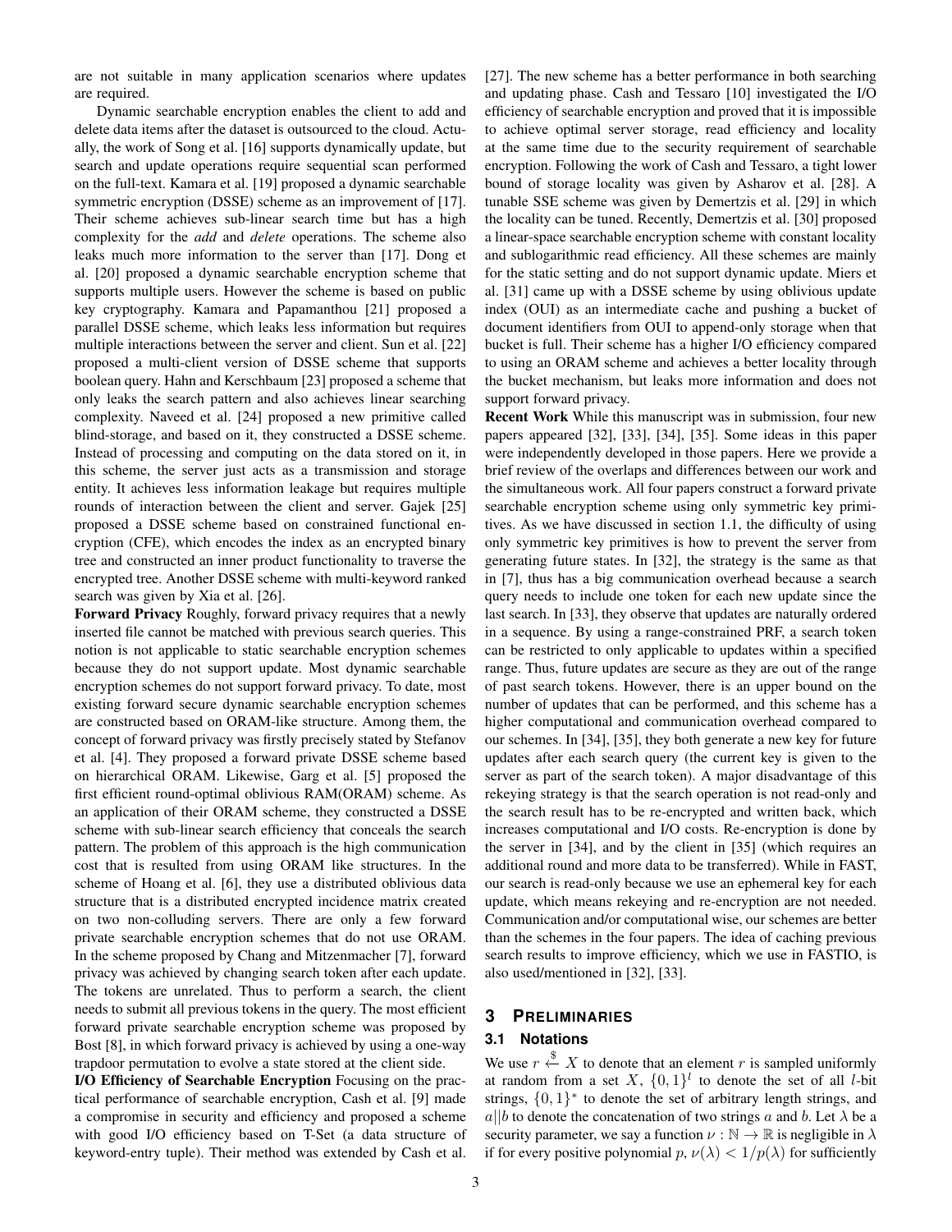are not suitable in many application scenarios where updates are required.

Dynamic searchable encryption enables the client to add and delete data items after the dataset is outsourced to the cloud. Actually, the work of Song et al. [16] supports dynamically update, but search and update operations require sequential scan performed on the full-text. Kamara et al. [19] proposed a dynamic searchable symmetric encryption (DSSE) scheme as an improvement of [17]. Their scheme achieves sub-linear search time but has a high complexity for the *add* and *delete* operations. The scheme also leaks much more information to the server than [17]. Dong et al. [20] proposed a dynamic searchable encryption scheme that supports multiple users. However the scheme is based on public key cryptography. Kamara and Papamanthou [21] proposed a parallel DSSE scheme, which leaks less information but requires multiple interactions between the server and client. Sun et al. [22] proposed a multi-client version of DSSE scheme that supports boolean query. Hahn and Kerschbaum [23] proposed a scheme that only leaks the search pattern and also achieves linear searching complexity. Naveed et al. [24] proposed a new primitive called blind-storage, and based on it, they constructed a DSSE scheme. Instead of processing and computing on the data stored on it, in this scheme, the server just acts as a transmission and storage entity. It achieves less information leakage but requires multiple rounds of interaction between the client and server. Gajek [25] proposed a DSSE scheme based on constrained functional encryption (CFE), which encodes the index as an encrypted binary tree and constructed an inner product functionality to traverse the encrypted tree. Another DSSE scheme with multi-keyword ranked search was given by Xia et al. [26].

**Forward Privacy** Roughly, forward privacy requires that a newly inserted file cannot be matched with previous search queries. This notion is not applicable to static searchable encryption schemes because they do not support update. Most dynamic searchable encryption schemes do not support forward privacy. To date, most existing forward secure dynamic searchable encryption schemes are constructed based on ORAM-like structure. Among them, the concept of forward privacy was firstly precisely stated by Stefanov et al. [4]. They proposed a forward private DSSE scheme based on hierarchical ORAM. Likewise, Garg et al. [5] proposed the first efficient round-optimal oblivious RAM(ORAM) scheme. As an application of their ORAM scheme, they constructed a DSSE scheme with sub-linear search efficiency that conceals the search pattern. The problem of this approach is the high communication cost that is resulted from using ORAM like structures. In the scheme of Hoang et al. [6], they use a distributed oblivious data structure that is a distributed encrypted incidence matrix created on two non-colluding servers. There are only a few forward private searchable encryption schemes that do not use ORAM. In the scheme proposed by Chang and Mitzenmacher [7], forward privacy was achieved by changing search token after each update. The tokens are unrelated. Thus to perform a search, the client needs to submit all previous tokens in the query. The most efficient forward private searchable encryption scheme was proposed by Bost [8], in which forward privacy is achieved by using a one-way trapdoor permutation to evolve a state stored at the client side.

**I/O Efficiency of Searchable Encryption** Focusing on the practical performance of searchable encryption, Cash et al. [9] made a compromise in security and efficiency and proposed a scheme with good I/O efficiency based on T-Set (a data structure of keyword-entry tuple). Their method was extended by Cash et al. [27]. The new scheme has a better performance in both searching and updating phase. Cash and Tessaro [10] investigated the I/O efficiency of searchable encryption and proved that it is impossible to achieve optimal server storage, read efficiency and locality at the same time due to the security requirement of searchable encryption. Following the work of Cash and Tessaro, a tight lower bound of storage locality was given by Asharov et al. [28]. A tunable SSE scheme was given by Demertzis et al. [29] in which the locality can be tuned. Recently, Demertzis et al. [30] proposed a linear-space searchable encryption scheme with constant locality and sublogarithmic read efficiency. All these schemes are mainly for the static setting and do not support dynamic update. Miers et al. [31] came up with a DSSE scheme by using oblivious update index (OUI) as an intermediate cache and pushing a bucket of document identifiers from OUI to append-only storage when that bucket is full. Their scheme has a higher I/O efficiency compared to using an ORAM scheme and achieves a better locality through the bucket mechanism, but leaks more information and does not support forward privacy.

**Recent Work** While this manuscript was in submission, four new papers appeared [32], [33], [34], [35]. Some ideas in this paper were independently developed in those papers. Here we provide a brief review of the overlaps and differences between our work and the simultaneous work. All four papers construct a forward private searchable encryption scheme using only symmetric key primitives. As we have discussed in section 1.1, the difficulty of using only symmetric key primitives is how to prevent the server from generating future states. In [32], the strategy is the same as that in [7], thus has a big communication overhead because a search query needs to include one token for each new update since the last search. In [33], they observe that updates are naturally ordered in a sequence. By using a range-constrained PRF, a search token can be restricted to only applicable to updates within a specified range. Thus, future updates are secure as they are out of the range of past search tokens. However, there is an upper bound on the number of updates that can be performed, and this scheme has a higher computational and communication overhead compared to our schemes. In [34], [35], they both generate a new key for future updates after each search query (the current key is given to the server as part of the search token). A major disadvantage of this rekeying strategy is that the search operation is not read-only and the search result has to be re-encrypted and written back, which increases computational and I/O costs. Re-encryption is done by the server in [34], and by the client in [35] (which requires an additional round and more data to be transferred). While in FAST, our search is read-only because we use an ephemeral key for each update, which means rekeying and re-encryption are not needed. Communication and/or computational wise, our schemes are better than the schemes in the four papers. The idea of caching previous search results to improve efficiency, which we use in FASTIO, is also used/mentioned in [32], [33].

## 3 Preliminaries

### 3.1 Notations

We use $r \xleftarrow{\$} X$ to denote that an element $r$ is sampled uniformly at random from a set $X$, $\{0,1\}^l$ to denote the set of all $l$-bit strings, $\{0,1\}^*$ to denote the set of arbitrary length strings, and $a||b$ to denote the concatenation of two strings $a$ and $b$. Let $\lambda$ be a security parameter, we say a function $\nu : \mathbb{N} \rightarrow \mathbb{R}$ is negligible in $\lambda$ if for every positive polynomial $p$, $\nu(\lambda) < 1/p(\lambda)$ for sufficiently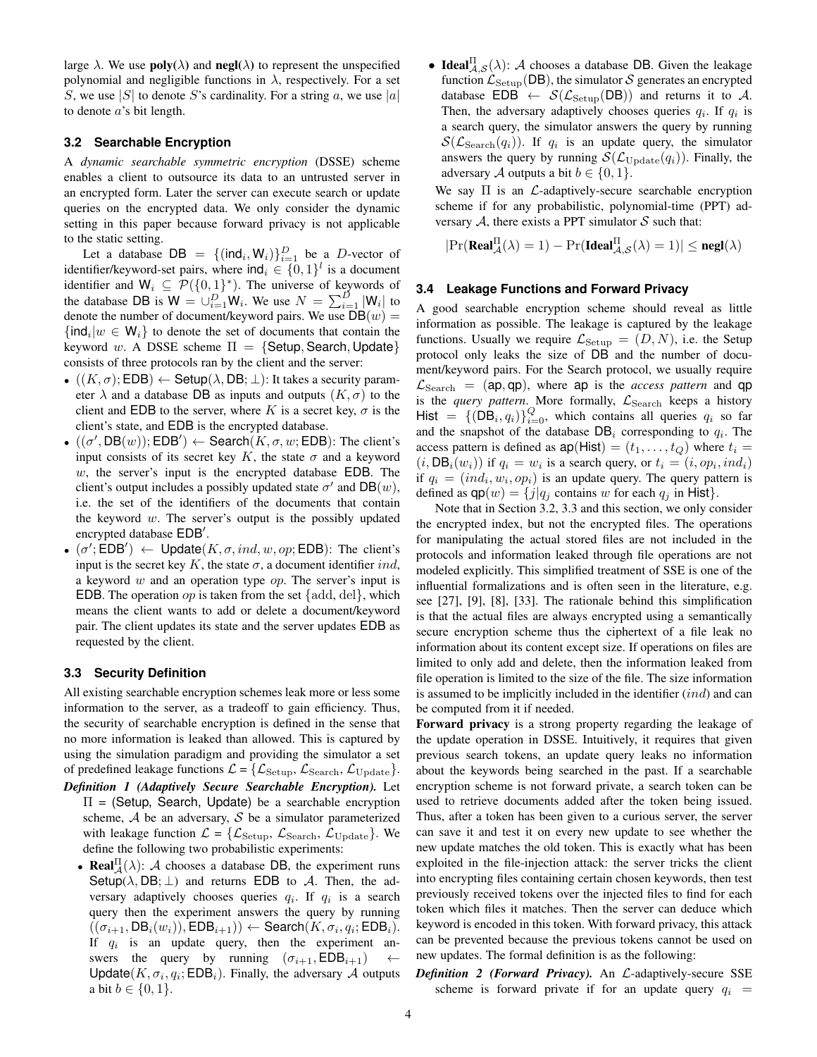large $\lambda$. We use $\mathbf{poly}(\lambda)$ and $\mathbf{negl}(\lambda)$ to represent the unspecified polynomial and negligible functions in $\lambda$, respectively. For a set $S$, we use $|S|$ to denote $S$'s cardinality. For a string $a$, we use $|a|$ to denote $a$'s bit length.

### 3.2 Searchable Encryption

A *dynamic searchable symmetric encryption* (DSSE) scheme enables a client to outsource its data to an untrusted server in an encrypted form. Later the server can execute search or update queries on the encrypted data. We only consider the dynamic setting in this paper because forward privacy is not applicable to the static setting.

Let a database $\mathsf{DB} = \{(\mathsf{ind}_i, \mathsf{W}_i)\}_{i=1}^{D}$ be a $D$-vector of identifier/keyword-set pairs, where $\mathsf{ind}_i \in \{0,1\}^l$ is a document identifier and $\mathsf{W}_i \subseteq \mathcal{P}(\{0,1\}^*)$. The universe of keywords of the database $\mathsf{DB}$ is $\mathsf{W} = \cup_{i=1}^{D} \mathsf{W}_i$. We use $N = \sum_{i=1}^{D} |\mathsf{W}_i|$ to denote the number of document/keyword pairs. We use $\mathsf{DB}(w) = \{\mathsf{ind}_i | w \in \mathsf{W}_i\}$ to denote the set of documents that contain the keyword $w$. A DSSE scheme $\Pi = \{\mathsf{Setup}, \mathsf{Search}, \mathsf{Update}\}$ consists of three protocols ran by the client and the server:

- $((K, \sigma); \mathsf{EDB}) \leftarrow \mathsf{Setup}(\lambda, \mathsf{DB}; \perp)$: It takes a security parameter $\lambda$ and a database $\mathsf{DB}$ as inputs and outputs $(K, \sigma)$ to the client and $\mathsf{EDB}$ to the server, where $K$ is a secret key, $\sigma$ is the client's state, and $\mathsf{EDB}$ is the encrypted database.
- $((\sigma', \mathsf{DB}(w)); \mathsf{EDB}') \leftarrow \mathsf{Search}(K, \sigma, w; \mathsf{EDB})$: The client's input consists of its secret key $K$, the state $\sigma$ and a keyword $w$, the server's input is the encrypted database $\mathsf{EDB}$. The client's output includes a possibly updated state $\sigma'$ and $\mathsf{DB}(w)$, i.e. the set of the identifiers of the documents that contain the keyword $w$. The server's output is the possibly updated encrypted database $\mathsf{EDB}'$.
- $(\sigma'; \mathsf{EDB}') \leftarrow \mathsf{Update}(K, \sigma, ind, w, op; \mathsf{EDB})$: The client's input is the secret key $K$, the state $\sigma$, a document identifier $ind$, a keyword $w$ and an operation type $op$. The server's input is $\mathsf{EDB}$. The operation $op$ is taken from the set $\{\text{add}, \text{del}\}$, which means the client wants to add or delete a document/keyword pair. The client updates its state and the server updates $\mathsf{EDB}$ as requested by the client.

### 3.3 Security Definition

All existing searchable encryption schemes leak more or less some information to the server, as a tradeoff to gain efficiency. Thus, the security of searchable encryption is defined in the sense that no more information is leaked than allowed. This is captured by using the simulation paradigm and providing the simulator a set of predefined leakage functions $\mathcal{L} = \{\mathcal{L}_{\text{Setup}}, \mathcal{L}_{\text{Search}}, \mathcal{L}_{\text{Update}}\}$.

***Definition 1 (Adaptively Secure Searchable Encryption).*** Let $\Pi$ = (Setup, Search, Update) be a searchable encryption scheme, $\mathcal{A}$ be an adversary, $\mathcal{S}$ be a simulator parameterized with leakage function $\mathcal{L}$ = $\{\mathcal{L}_{\text{Setup}}, \mathcal{L}_{\text{Search}}, \mathcal{L}_{\text{Update}}\}$. We define the following two probabilistic experiments:

- $\mathbf{Real}_{\mathcal{A}}^{\Pi}(\lambda)$: $\mathcal{A}$ chooses a database $\mathsf{DB}$, the experiment runs $\mathsf{Setup}(\lambda, \mathsf{DB}; \perp)$ and returns $\mathsf{EDB}$ to $\mathcal{A}$. Then, the adversary adaptively chooses queries $q_i$. If $q_i$ is a search query then the experiment answers the query by running $((\sigma_{i+1}, \mathsf{DB}_i(w_i)), \mathsf{EDB}_{i+1})) \leftarrow \mathsf{Search}(K, \sigma_i, q_i; \mathsf{EDB}_i)$. If $q_i$ is an update query, then the experiment answers the query by running $(\sigma_{i+1}, \mathsf{EDB}_{i+1}) \leftarrow \mathsf{Update}(K, \sigma_i, q_i; \mathsf{EDB}_i)$. Finally, the adversary $\mathcal{A}$ outputs a bit $b \in \{0,1\}$.
- $\mathbf{Ideal}_{\mathcal{A},\mathcal{S}}^{\Pi}(\lambda)$: $\mathcal{A}$ chooses a database $\mathsf{DB}$. Given the leakage function $\mathcal{L}_{\text{Setup}}(\mathsf{DB})$, the simulator $\mathcal{S}$ generates an encrypted database $\mathsf{EDB} \leftarrow \mathcal{S}(\mathcal{L}_{\text{Setup}}(\mathsf{DB}))$ and returns it to $\mathcal{A}$. Then, the adversary adaptively chooses queries $q_i$. If $q_i$ is a search query, the simulator answers the query by running $\mathcal{S}(\mathcal{L}_{\text{Search}}(q_i))$. If $q_i$ is an update query, the simulator answers the query by running $\mathcal{S}(\mathcal{L}_{\text{Update}}(q_i))$. Finally, the adversary $\mathcal{A}$ outputs a bit $b \in \{0,1\}$.

We say $\Pi$ is an $\mathcal{L}$-adaptively-secure searchable encryption scheme if for any probabilistic, polynomial-time (PPT) adversary $\mathcal{A}$, there exists a PPT simulator $\mathcal{S}$ such that:

$$|\Pr(\mathbf{Real}_{\mathcal{A}}^{\Pi}(\lambda) = 1) - \Pr(\mathbf{Ideal}_{\mathcal{A},\mathcal{S}}^{\Pi}(\lambda) = 1)| \leq \mathbf{negl}(\lambda)$$

### 3.4 Leakage Functions and Forward Privacy

A good searchable encryption scheme should reveal as little information as possible. The leakage is captured by the leakage functions. Usually we require $\mathcal{L}_{\text{Setup}} = (D, N)$, i.e. the Setup protocol only leaks the size of $\mathsf{DB}$ and the number of document/keyword pairs. For the Search protocol, we usually require $\mathcal{L}_{\text{Search}} = (\mathsf{ap}, \mathsf{qp})$, where $\mathsf{ap}$ is the *access pattern* and $\mathsf{qp}$ is the *query pattern*. More formally, $\mathcal{L}_{\text{Search}}$ keeps a history $\mathsf{Hist} = \{(\mathsf{DB}_i, q_i)\}_{i=0}^{Q}$, which contains all queries $q_i$ so far and the snapshot of the database $\mathsf{DB}_i$ corresponding to $q_i$. The access pattern is defined as $\mathsf{ap}(\mathsf{Hist}) = (t_1, \ldots, t_Q)$ where $t_i = (i, \mathsf{DB}_i(w_i))$ if $q_i = w_i$ is a search query, or $t_i = (i, op_i, ind_i)$ if $q_i = (ind_i, w_i, op_i)$ is an update query. The query pattern is defined as $\mathsf{qp}(w) = \{j | q_j \text{ contains } w \text{ for each } q_j \text{ in } \mathsf{Hist}\}$.

Note that in Section 3.2, 3.3 and this section, we only consider the encrypted index, but not the encrypted files. The operations for manipulating the actual stored files are not included in the protocols and information leaked through file operations are not modeled explicitly. This simplified treatment of SSE is one of the influential formalizations and is often seen in the literature, e.g. see [27], [9], [8], [33]. The rationale behind this simplification is that the actual files are always encrypted using a semantically secure encryption scheme thus the ciphertext of a file leak no information about its content except size. If operations on files are limited to only add and delete, then the information leaked from file operation is limited to the size of the file. The size information is assumed to be implicitly included in the identifier $(ind)$ and can be computed from it if needed.

**Forward privacy** is a strong property regarding the leakage of the update operation in DSSE. Intuitively, it requires that given previous search tokens, an update query leaks no information about the keywords being searched in the past. If a searchable encryption scheme is not forward private, a search token can be used to retrieve documents added after the token being issued. Thus, after a token has been given to a curious server, the server can save it and test it on every new update to see whether the new update matches the old token. This is exactly what has been exploited in the file-injection attack: the server tricks the client into encrypting files containing certain chosen keywords, then test previously received tokens over the injected files to find for each token which files it matches. Then the server can deduce which keyword is encoded in this token. With forward privacy, this attack can be prevented because the previous tokens cannot be used on new updates. The formal definition is as the following:

***Definition 2 (Forward Privacy).*** An $\mathcal{L}$-adaptively-secure SSE scheme is forward private if for an update query $q_i$ =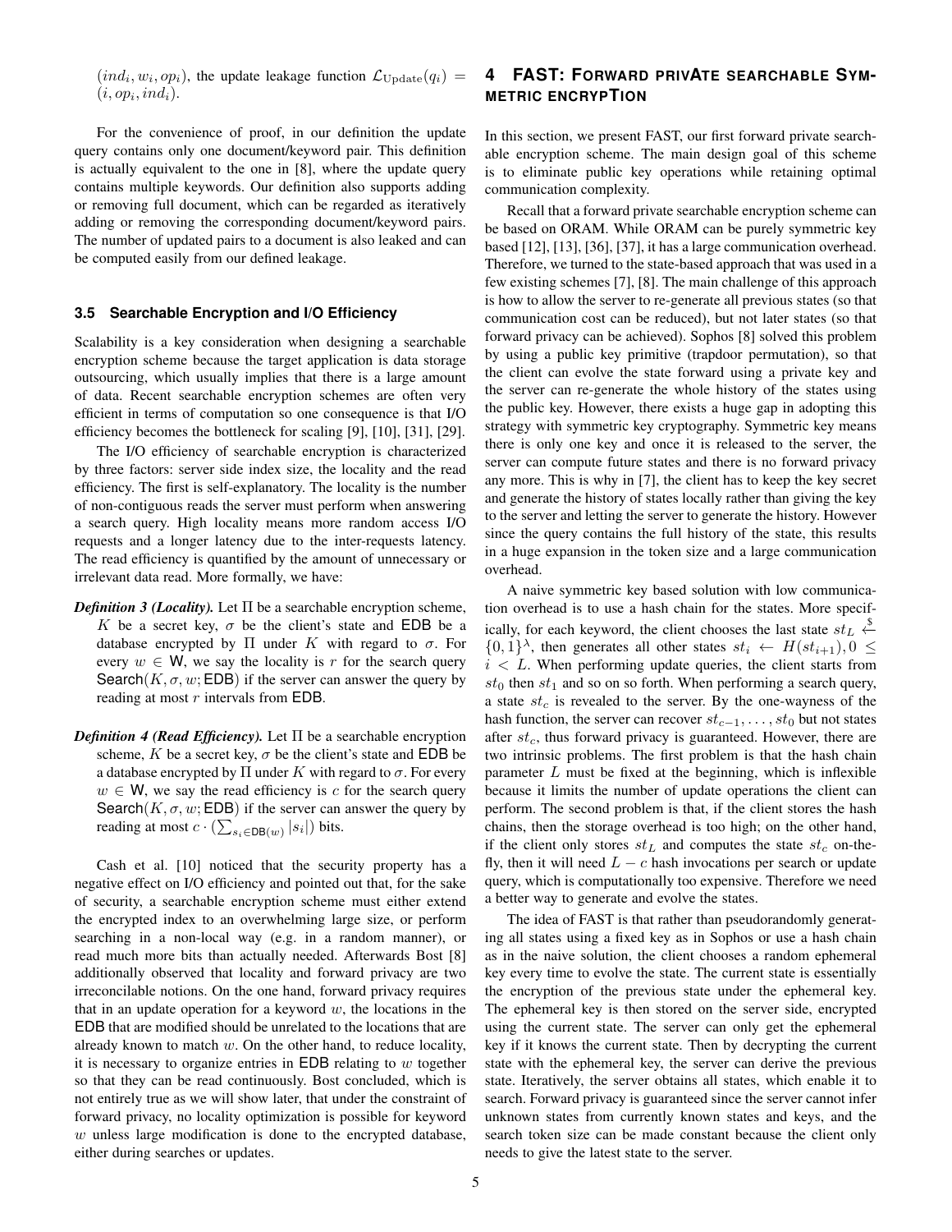$(ind_i, w_i, op_i)$, the update leakage function $\mathcal{L}_{\text{Update}}(q_i) = (i, op_i, ind_i)$.

For the convenience of proof, in our definition the update query contains only one document/keyword pair. This definition is actually equivalent to the one in [8], where the update query contains multiple keywords. Our definition also supports adding or removing full document, which can be regarded as iteratively adding or removing the corresponding document/keyword pairs. The number of updated pairs to a document is also leaked and can be computed easily from our defined leakage.

### 3.5 Searchable Encryption and I/O Efficiency

Scalability is a key consideration when designing a searchable encryption scheme because the target application is data storage outsourcing, which usually implies that there is a large amount of data. Recent searchable encryption schemes are often very efficient in terms of computation so one consequence is that I/O efficiency becomes the bottleneck for scaling [9], [10], [31], [29].

The I/O efficiency of searchable encryption is characterized by three factors: server side index size, the locality and the read efficiency. The first is self-explanatory. The locality is the number of non-contiguous reads the server must perform when answering a search query. High locality means more random access I/O requests and a longer latency due to the inter-requests latency. The read efficiency is quantified by the amount of unnecessary or irrelevant data read. More formally, we have:

***Definition 3 (Locality).*** Let $\Pi$ be a searchable encryption scheme, $K$ be a secret key, $\sigma$ be the client's state and $\mathsf{EDB}$ be a database encrypted by $\Pi$ under $K$ with regard to $\sigma$. For every $w \in \mathsf{W}$, we say the locality is $r$ for the search query $\mathsf{Search}(K, \sigma, w; \mathsf{EDB})$ if the server can answer the query by reading at most $r$ intervals from $\mathsf{EDB}$.

***Definition 4 (Read Efficiency).*** Let $\Pi$ be a searchable encryption scheme, $K$ be a secret key, $\sigma$ be the client's state and $\mathsf{EDB}$ be a database encrypted by $\Pi$ under $K$ with regard to $\sigma$. For every $w \in \mathsf{W}$, we say the read efficiency is $c$ for the search query $\mathsf{Search}(K, \sigma, w; \mathsf{EDB})$ if the server can answer the query by reading at most $c \cdot (\sum_{s_i \in \mathsf{DB}(w)} |s_i|)$ bits.

Cash et al. [10] noticed that the security property has a negative effect on I/O efficiency and pointed out that, for the sake of security, a searchable encryption scheme must either extend the encrypted index to an overwhelming large size, or perform searching in a non-local way (e.g. in a random manner), or read much more bits than actually needed. Afterwards Bost [8] additionally observed that locality and forward privacy are two irreconcilable notions. On the one hand, forward privacy requires that in an update operation for a keyword $w$, the locations in the $\mathsf{EDB}$ that are modified should be unrelated to the locations that are already known to match $w$. On the other hand, to reduce locality, it is necessary to organize entries in $\mathsf{EDB}$ relating to $w$ together so that they can be read continuously. Bost concluded, which is not entirely true as we will show later, that under the constraint of forward privacy, no locality optimization is possible for keyword $w$ unless large modification is done to the encrypted database, either during searches or updates.

## 4 FAST: Forward privAte searchable Symmetric encrypTion

In this section, we present FAST, our first forward private searchable encryption scheme. The main design goal of this scheme is to eliminate public key operations while retaining optimal communication complexity.

Recall that a forward private searchable encryption scheme can be based on ORAM. While ORAM can be purely symmetric key based [12], [13], [36], [37], it has a large communication overhead. Therefore, we turned to the state-based approach that was used in a few existing schemes [7], [8]. The main challenge of this approach is how to allow the server to re-generate all previous states (so that communication cost can be reduced), but not later states (so that forward privacy can be achieved). Sophos [8] solved this problem by using a public key primitive (trapdoor permutation), so that the client can evolve the state forward using a private key and the server can re-generate the whole history of the states using the public key. However, there exists a huge gap in adopting this strategy with symmetric key cryptography. Symmetric key means there is only one key and once it is released to the server, the server can compute future states and there is no forward privacy any more. This is why in [7], the client has to keep the key secret and generate the history of states locally rather than giving the key to the server and letting the server to generate the history. However since the query contains the full history of the state, this results in a huge expansion in the token size and a large communication overhead.

A naive symmetric key based solution with low communication overhead is to use a hash chain for the states. More specifically, for each keyword, the client chooses the last state $st_L \xleftarrow{\$} \{0,1\}^\lambda$, then generates all other states $st_i \leftarrow H(st_{i+1}), 0 \leq i < L$. When performing update queries, the client starts from $st_0$ then $st_1$ and so on so forth. When performing a search query, a state $st_c$ is revealed to the server. By the one-wayness of the hash function, the server can recover $st_{c-1}, \ldots, st_0$ but not states after $st_c$, thus forward privacy is guaranteed. However, there are two intrinsic problems. The first problem is that the hash chain parameter $L$ must be fixed at the beginning, which is inflexible because it limits the number of update operations the client can perform. The second problem is that, if the client stores the hash chains, then the storage overhead is too high; on the other hand, if the client only stores $st_L$ and computes the state $st_c$ on-the-fly, then it will need $L - c$ hash invocations per search or update query, which is computationally too expensive. Therefore we need a better way to generate and evolve the states.

The idea of FAST is that rather than pseudorandomly generating all states using a fixed key as in Sophos or use a hash chain as in the naive solution, the client chooses a random ephemeral key every time to evolve the state. The current state is essentially the encryption of the previous state under the ephemeral key. The ephemeral key is then stored on the server side, encrypted using the current state. The server can only get the ephemeral key if it knows the current state. Then by decrypting the current state with the ephemeral key, the server can derive the previous state. Iteratively, the server obtains all states, which enable it to search. Forward privacy is guaranteed since the server cannot infer unknown states from currently known states and keys, and the search token size can be made constant because the client only needs to give the latest state to the server.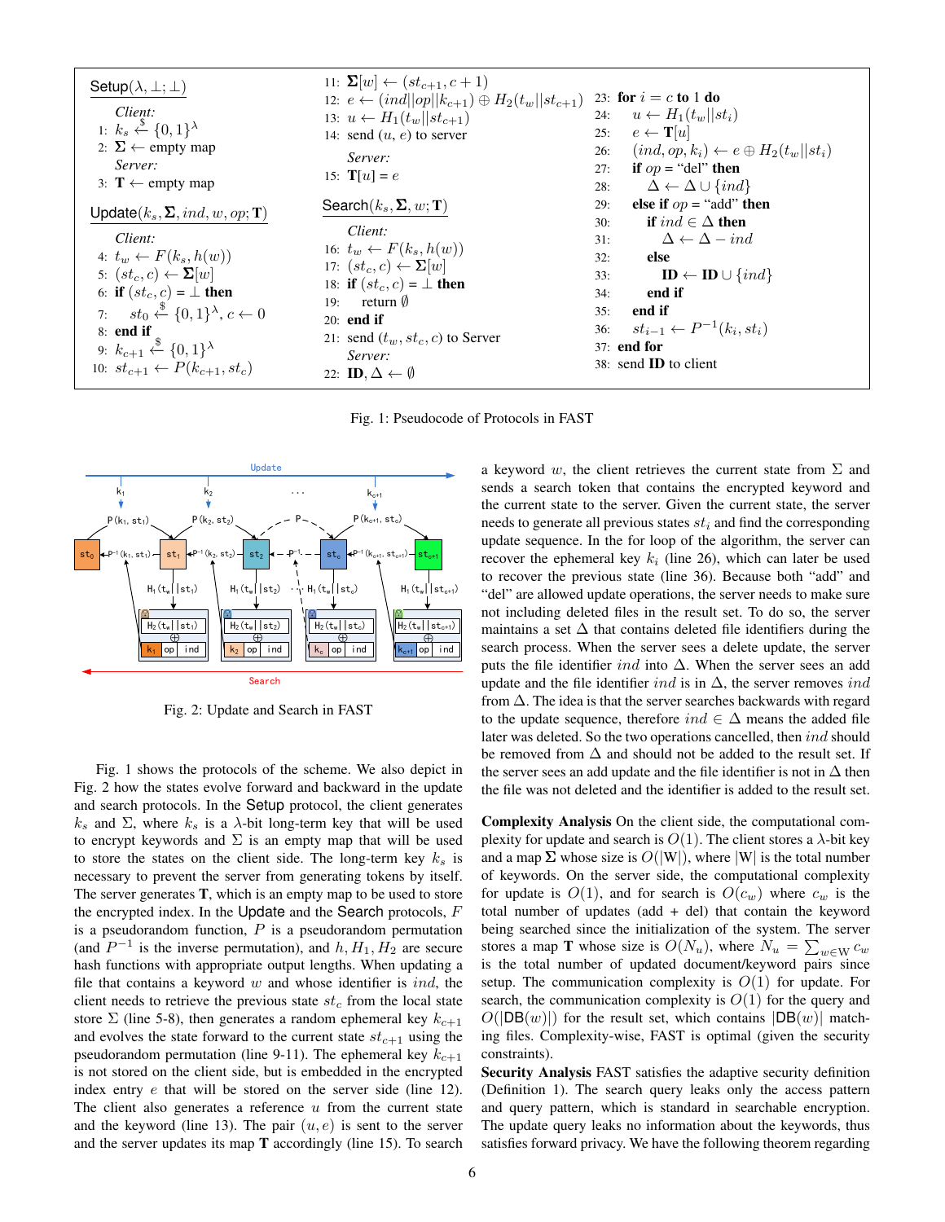**Setup**$(\lambda, \perp; \perp)$

*Client:*

```
1:  k_s <-$ {0,1}^λ
2:  Σ <- empty map
```

*Server:*

```
3:  T <- empty map
```

**Update**$(k_s, \mathbf{\Sigma}, ind, w, op; \mathbf{T})$

*Client:*

```
4:  t_w <- F(k_s, h(w))
5:  (st_c, c) <- Σ[w]
6:  if (st_c, c) = ⊥ then
7:      st_0 <-$ {0,1}^λ, c <- 0
8:  end if
9:  k_{c+1} <-$ {0,1}^λ
10: st_{c+1} <- P(k_{c+1}, st_c)
11: Σ[w] <- (st_{c+1}, c+1)
12: e <- (ind||op||k_{c+1}) ⊕ H_2(t_w||st_{c+1})
13: u <- H_1(t_w||st_{c+1})
14: send (u, e) to server
```

*Server:*

```
15: T[u] = e
```

**Search**$(k_s, \mathbf{\Sigma}, w; \mathbf{T})$

*Client:*

```
16: t_w <- F(k_s, h(w))
17: (st_c, c) <- Σ[w]
18: if (st_c, c) = ⊥ then
19:     return ∅
20: end if
21: send (t_w, st_c, c) to Server
```

*Server:*

```
22: ID, Δ <- ∅
23: for i = c to 1 do
24:     u <- H_1(t_w||st_i)
25:     e <- T[u]
26:     (ind, op, k_i) <- e ⊕ H_2(t_w||st_i)
27:     if op = "del" then
28:         Δ <- Δ ∪ {ind}
29:     else if op = "add" then
30:         if ind ∈ Δ then
31:             Δ <- Δ − ind
32:         else
33:             ID <- ID ∪ {ind}
34:         end if
35:     end if
36:     st_{i−1} <- P^{−1}(k_i, st_i)
37: end for
38: send ID to client
```

Fig. 1: Pseudocode of Protocols in FAST

Fig. 2: Update and Search in FAST

Fig. 1 shows the protocols of the scheme. We also depict in Fig. 2 how the states evolve forward and backward in the update and search protocols. In the Setup protocol, the client generates $k_s$ and $\Sigma$, where $k_s$ is a $\lambda$-bit long-term key that will be used to encrypt keywords and $\Sigma$ is an empty map that will be used to store the states on the client side. The long-term key $k_s$ is necessary to prevent the server from generating tokens by itself. The server generates $\mathbf{T}$, which is an empty map to be used to store the encrypted index. In the Update and the Search protocols, $F$ is a pseudorandom function, $P$ is a pseudorandom permutation (and $P^{-1}$ is the inverse permutation), and $h, H_1, H_2$ are secure hash functions with appropriate output lengths. When updating a file that contains a keyword $w$ and whose identifier is $ind$, the client needs to retrieve the previous state $st_c$ from the local state store $\Sigma$ (line 5-8), then generates a random ephemeral key $k_{c+1}$ and evolves the state forward to the current state $st_{c+1}$ using the pseudorandom permutation (line 9-11). The ephemeral key $k_{c+1}$ is not stored on the client side, but is embedded in the encrypted index entry $e$ that will be stored on the server side (line 12). The client also generates a reference $u$ from the current state and the keyword (line 13). The pair $(u, e)$ is sent to the server and the server updates its map $\mathbf{T}$ accordingly (line 15). To search a keyword $w$, the client retrieves the current state from $\Sigma$ and sends a search token that contains the encrypted keyword and the current state to the server. Given the current state, the server needs to generate all previous states $st_i$ and find the corresponding update sequence. In the for loop of the algorithm, the server can recover the ephemeral key $k_i$ (line 26), which can later be used to recover the previous state (line 36). Because both "add" and "del" are allowed update operations, the server needs to make sure not including deleted files in the result set. To do so, the server maintains a set $\Delta$ that contains deleted file identifiers during the search process. When the server sees a delete update, the server puts the file identifier $ind$ into $\Delta$. When the server sees an add update and the file identifier $ind$ is in $\Delta$, the server removes $ind$ from $\Delta$. The idea is that the server searches backwards with regard to the update sequence, therefore $ind \in \Delta$ means the added file later was deleted. So the two operations cancelled, then $ind$ should be removed from $\Delta$ and should not be added to the result set. If the server sees an add update and the file identifier is not in $\Delta$ then the file was not deleted and the identifier is added to the result set.

**Complexity Analysis** On the client side, the computational complexity for update and search is $O(1)$. The client stores a $\lambda$-bit key and a map $\mathbf{\Sigma}$ whose size is $O(|\mathrm{W}|)$, where $|\mathrm{W}|$ is the total number of keywords. On the server side, the computational complexity for update is $O(1)$, and for search is $O(c_w)$ where $c_w$ is the total number of updates (add + del) that contain the keyword being searched since the initialization of the system. The server stores a map $\mathbf{T}$ whose size is $O(N_u)$, where $N_u = \sum_{w \in \mathrm{W}} c_w$ is the total number of updated document/keyword pairs since setup. The communication complexity is $O(1)$ for update. For search, the communication complexity is $O(1)$ for the query and $O(|\mathsf{DB}(w)|)$ for the result set, which contains $|\mathsf{DB}(w)|$ matching files. Complexity-wise, FAST is optimal (given the security constraints).

**Security Analysis** FAST satisfies the adaptive security definition (Definition 1). The search query leaks only the access pattern and query pattern, which is standard in searchable encryption. The update query leaks no information about the keywords, thus satisfies forward privacy. We have the following theorem regarding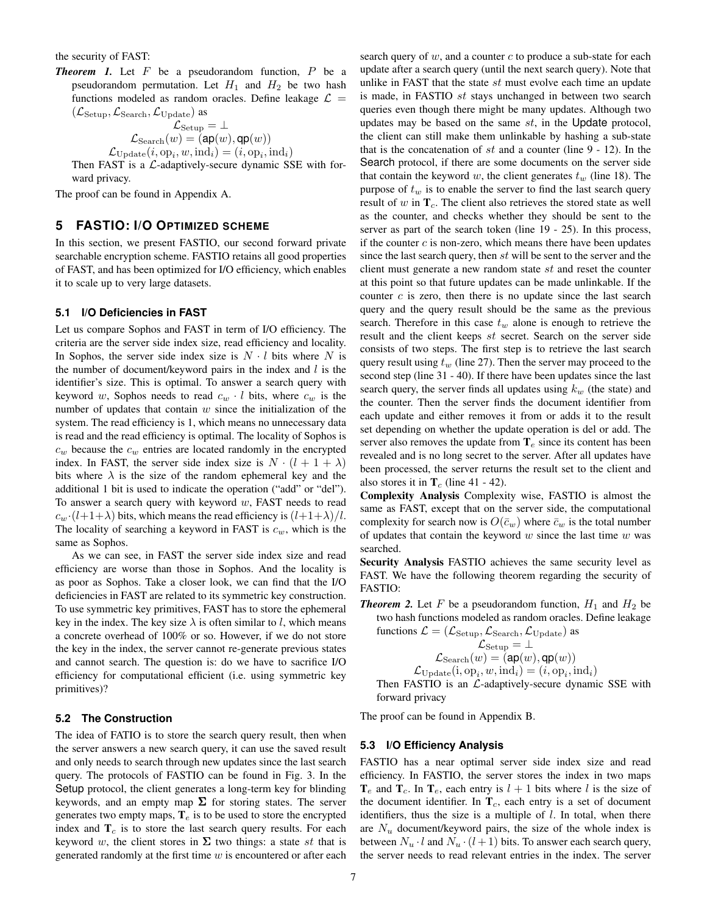the security of FAST:

***Theorem 1.*** Let $F$ be a pseudorandom function, $P$ be a pseudorandom permutation. Let $H_1$ and $H_2$ be two hash functions modeled as random oracles. Define leakage $\mathcal{L} = (\mathcal{L}_{\text{Setup}}, \mathcal{L}_{\text{Search}}, \mathcal{L}_{\text{Update}})$ as

$$\mathcal{L}_{\text{Setup}} = \perp$$
$$\mathcal{L}_{\text{Search}}(w) = (\mathsf{ap}(w), \mathsf{qp}(w))$$
$$\mathcal{L}_{\text{Update}}(i, \text{op}_i, w, \text{ind}_i) = (i, \text{op}_i, \text{ind}_i)$$

Then FAST is a $\mathcal{L}$-adaptively-secure dynamic SSE with forward privacy.

The proof can be found in Appendix A.

## 5 FASTIO: I/O Optimized Scheme

In this section, we present FASTIO, our second forward private searchable encryption scheme. FASTIO retains all good properties of FAST, and has been optimized for I/O efficiency, which enables it to scale up to very large datasets.

### 5.1 I/O Deficiencies in FAST

Let us compare Sophos and FAST in term of I/O efficiency. The criteria are the server side index size, read efficiency and locality. In Sophos, the server side index size is $N \cdot l$ bits where $N$ is the number of document/keyword pairs in the index and $l$ is the identifier's size. This is optimal. To answer a search query with keyword $w$, Sophos needs to read $c_w \cdot l$ bits, where $c_w$ is the number of updates that contain $w$ since the initialization of the system. The read efficiency is 1, which means no unnecessary data is read and the read efficiency is optimal. The locality of Sophos is $c_w$ because the $c_w$ entries are located randomly in the encrypted index. In FAST, the server side index size is $N \cdot (l + 1 + \lambda)$ bits where $\lambda$ is the size of the random ephemeral key and the additional 1 bit is used to indicate the operation ("add" or "del"). To answer a search query with keyword $w$, FAST needs to read $c_w \cdot (l+1+\lambda)$ bits, which means the read efficiency is $(l+1+\lambda)/l$. The locality of searching a keyword in FAST is $c_w$, which is the same as Sophos.

As we can see, in FAST the server side index size and read efficiency are worse than those in Sophos. And the locality is as poor as Sophos. Take a closer look, we can find that the I/O deficiencies in FAST are related to its symmetric key construction. To use symmetric key primitives, FAST has to store the ephemeral key in the index. The key size $\lambda$ is often similar to $l$, which means a concrete overhead of 100% or so. However, if we do not store the key in the index, the server cannot re-generate previous states and cannot search. The question is: do we have to sacrifice I/O efficiency for computational efficient (i.e. using symmetric key primitives)?

### 5.2 The Construction

The idea of FATIO is to store the search query result, then when the server answers a new search query, it can use the saved result and only needs to search through new updates since the last search query. The protocols of FASTIO can be found in Fig. 3. In the Setup protocol, the client generates a long-term key for blinding keywords, and an empty map $\mathbf{\Sigma}$ for storing states. The server generates two empty maps, $\mathbf{T}_e$ is to be used to store the encrypted index and $\mathbf{T}_c$ is to store the last search query results. For each keyword $w$, the client stores in $\mathbf{\Sigma}$ two things: a state $st$ that is generated randomly at the first time $w$ is encountered or after each search query of $w$, and a counter $c$ to produce a sub-state for each update after a search query (until the next search query). Note that unlike in FAST that the state $st$ must evolve each time an update is made, in FASTIO $st$ stays unchanged in between two search queries even though there might be many updates. Although two updates may be based on the same $st$, in the Update protocol, the client can still make them unlinkable by hashing a sub-state that is the concatenation of $st$ and a counter (line 9 - 12). In the Search protocol, if there are some documents on the server side that contain the keyword $w$, the client generates $t_w$ (line 18). The purpose of $t_w$ is to enable the server to find the last search query result of $w$ in $\mathbf{T}_c$. The client also retrieves the stored state as well as the counter, and checks whether they should be sent to the server as part of the search token (line 19 - 25). In this process, if the counter $c$ is non-zero, which means there have been updates since the last search query, then $st$ will be sent to the server and the client must generate a new random state $st$ and reset the counter at this point so that future updates can be made unlinkable. If the counter $c$ is zero, then there is no update since the last search query and the query result should be the same as the previous search. Therefore in this case $t_w$ alone is enough to retrieve the result and the client keeps $st$ secret. Search on the server side consists of two steps. The first step is to retrieve the last search query result using $t_w$ (line 27). Then the server may proceed to the second step (line 31 - 40). If there have been updates since the last search query, the server finds all updates using $k_w$ (the state) and the counter. Then the server finds the document identifier from each update and either removes it from or adds it to the result set depending on whether the update operation is del or add. The server also removes the update from $\mathbf{T}_e$ since its content has been revealed and is no long secret to the server. After all updates have been processed, the server returns the result set to the client and also stores it in $\mathbf{T}_c$ (line 41 - 42).

**Complexity Analysis** Complexity wise, FASTIO is almost the same as FAST, except that on the server side, the computational complexity for search now is $O(\bar{c}_w)$ where $\bar{c}_w$ is the total number of updates that contain the keyword $w$ since the last time $w$ was searched.

**Security Analysis** FASTIO achieves the same security level as FAST. We have the following theorem regarding the security of FASTIO:

***Theorem 2.*** Let $F$ be a pseudorandom function, $H_1$ and $H_2$ be two hash functions modeled as random oracles. Define leakage functions $\mathcal{L} = (\mathcal{L}_{\text{Setup}}, \mathcal{L}_{\text{Search}}, \mathcal{L}_{\text{Update}})$ as

$$\mathcal{L}_{\text{Setup}} = \perp$$
$$\mathcal{L}_{\text{Search}}(w) = (\mathsf{ap}(w), \mathsf{qp}(w))$$
$$\mathcal{L}_{\text{Update}}(\text{i}, \text{op}_i, w, \text{ind}_i) = (i, \text{op}_i, \text{ind}_i)$$

Then FASTIO is an $\mathcal{L}$-adaptively-secure dynamic SSE with forward privacy

The proof can be found in Appendix B.

### 5.3 I/O Efficiency Analysis

FASTIO has a near optimal server side index size and read efficiency. In FASTIO, the server stores the index in two maps $\mathbf{T}_e$ and $\mathbf{T}_c$. In $\mathbf{T}_e$, each entry is $l + 1$ bits where $l$ is the size of the document identifier. In $\mathbf{T}_c$, each entry is a set of document identifiers, thus the size is a multiple of $l$. In total, when there are $N_u$ document/keyword pairs, the size of the whole index is between $N_u \cdot l$ and $N_u \cdot (l+1)$ bits. To answer each search query, the server needs to read relevant entries in the index. The server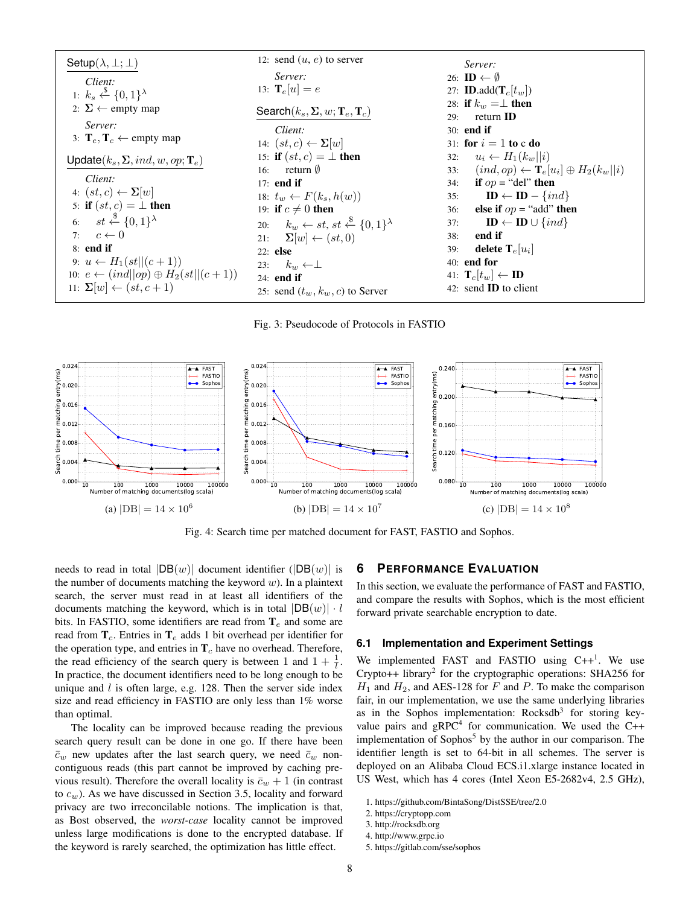**Setup**$(\lambda, \perp; \perp)$

*Client:*

1: $k_s \xleftarrow{\$} \{0,1\}^\lambda$
2: $\mathbf{\Sigma} \leftarrow$ empty map

*Server:*

3: $\mathbf{T}_e, \mathbf{T}_c \leftarrow$ empty map

**Update**$(k_s, \mathbf{\Sigma}, ind, w, op; \mathbf{T}_e)$

*Client:*

4: $(st, c) \leftarrow \mathbf{\Sigma}[w]$
5: **if** $(st, c) = \perp$ **then**
6: $\quad st \xleftarrow{\$} \{0,1\}^\lambda$
7: $\quad c \leftarrow 0$
8: **end if**
9: $u \leftarrow H_1(st||(c+1))$
10: $e \leftarrow (ind||op) \oplus H_2(st||(c+1))$
11: $\mathbf{\Sigma}[w] \leftarrow (st, c+1)$
12: send $(u, e)$ to server

*Server:*

13: $\mathbf{T}_e[u] = e$

**Search**$(k_s, \mathbf{\Sigma}, w; \mathbf{T}_e, \mathbf{T}_c)$

*Client:*

14: $(st, c) \leftarrow \mathbf{\Sigma}[w]$
15: **if** $(st, c) = \perp$ **then**
16: $\quad$ return $\emptyset$
17: **end if**
18: $t_w \leftarrow F(k_s, h(w))$
19: **if** $c \neq 0$ **then**
20: $\quad k_w \leftarrow st, st \xleftarrow{\$} \{0,1\}^\lambda$
21: $\quad \mathbf{\Sigma}[w] \leftarrow (st, 0)$
22: **else**
23: $\quad k_w \leftarrow \perp$
24: **end if**
25: send $(t_w, k_w, c)$ to Server

*Server:*

26: $\mathbf{ID} \leftarrow \emptyset$
27: $\mathbf{ID}$.add$(\mathbf{T}_c[t_w])$
28: **if** $k_w = \perp$ **then**
29: $\quad$ **return ID**
30: **end if**
31: **for** $i = 1$ **to** c **do**
32: $\quad u_i \leftarrow H_1(k_w||i)$
33: $\quad (ind, op) \leftarrow \mathbf{T}_e[u_i] \oplus H_2(k_w||i)$
34: $\quad$ **if** $op$ = "del" **then**
35: $\quad\quad \mathbf{ID} \leftarrow \mathbf{ID} - \{ind\}$
36: $\quad$ **else if** $op$ = "add" **then**
37: $\quad\quad \mathbf{ID} \leftarrow \mathbf{ID} \cup \{ind\}$
38: $\quad$ **end if**
39: $\quad$ **delete** $\mathbf{T}_e[u_i]$
40: **end for**
41: $\mathbf{T}_c[t_w] \leftarrow \mathbf{ID}$
42: send **ID** to client

Fig. 3: Pseudocode of Protocols in FASTIO

(a) $|\text{DB}| = 14 \times 10^6$ (b) $|\text{DB}| = 14 \times 10^7$ (c) $|\text{DB}| = 14 \times 10^8$

Fig. 4: Search time per matched document for FAST, FASTIO and Sophos.

needs to read in total $|\text{DB}(w)|$ document identifier ($|\text{DB}(w)|$ is the number of documents matching the keyword $w$). In a plaintext search, the server must read in at least all identifiers of the documents matching the keyword, which is in total $|\text{DB}(w)| \cdot l$ bits. In FASTIO, some identifiers are read from $\mathbf{T}_e$ and some are read from $\mathbf{T}_c$. Entries in $\mathbf{T}_e$ adds 1 bit overhead per identifier for the operation type, and entries in $\mathbf{T}_c$ have no overhead. Therefore, the read efficiency of the search query is between 1 and $1 + \frac{1}{l}$. In practice, the document identifiers need to be long enough to be unique and $l$ is often large, e.g. 128. Then the server side index size and read efficiency in FASTIO are only less than 1% worse than optimal.

The locality can be improved because reading the previous search query result can be done in one go. If there have been $\bar{c}_w$ new updates after the last search query, we need $\bar{c}_w$ non-contiguous reads (this part cannot be improved by caching previous result). Therefore the overall locality is $\bar{c}_w + 1$ (in contrast to $c_w$). As we have discussed in Section 3.5, locality and forward privacy are two irreconcilable notions. The implication is that, as Bost observed, the *worst-case* locality cannot be improved unless large modifications is done to the encrypted database. If the keyword is rarely searched, the optimization has little effect.

# 6 Performance Evaluation

In this section, we evaluate the performance of FAST and FASTIO, and compare the results with Sophos, which is the most efficient forward private searchable encryption to date.

## 6.1 Implementation and Experiment Settings

We implemented FAST and FASTIO using C++[1]. We use Crypto++ library[2] for the cryptographic operations: SHA256 for $H_1$ and $H_2$, and AES-128 for $F$ and $P$. To make the comparison fair, in our implementation, we use the same underlying libraries as in the Sophos implementation: Rocksdb[3] for storing key-value pairs and gRPC[4] for communication. We used the C++ implementation of Sophos[5] by the author in our comparison. The identifier length is set to 64-bit in all schemes. The server is deployed on an Alibaba Cloud ECS.i1.xlarge instance located in US West, which has 4 cores (Intel Xeon E5-2682v4, 2.5 GHz),

1. https://github.com/BintaSong/DistSSE/tree/2.0
2. https://cryptopp.com
3. http://rocksdb.org
4. http://www.grpc.io
5. https://gitlab.com/sse/sophos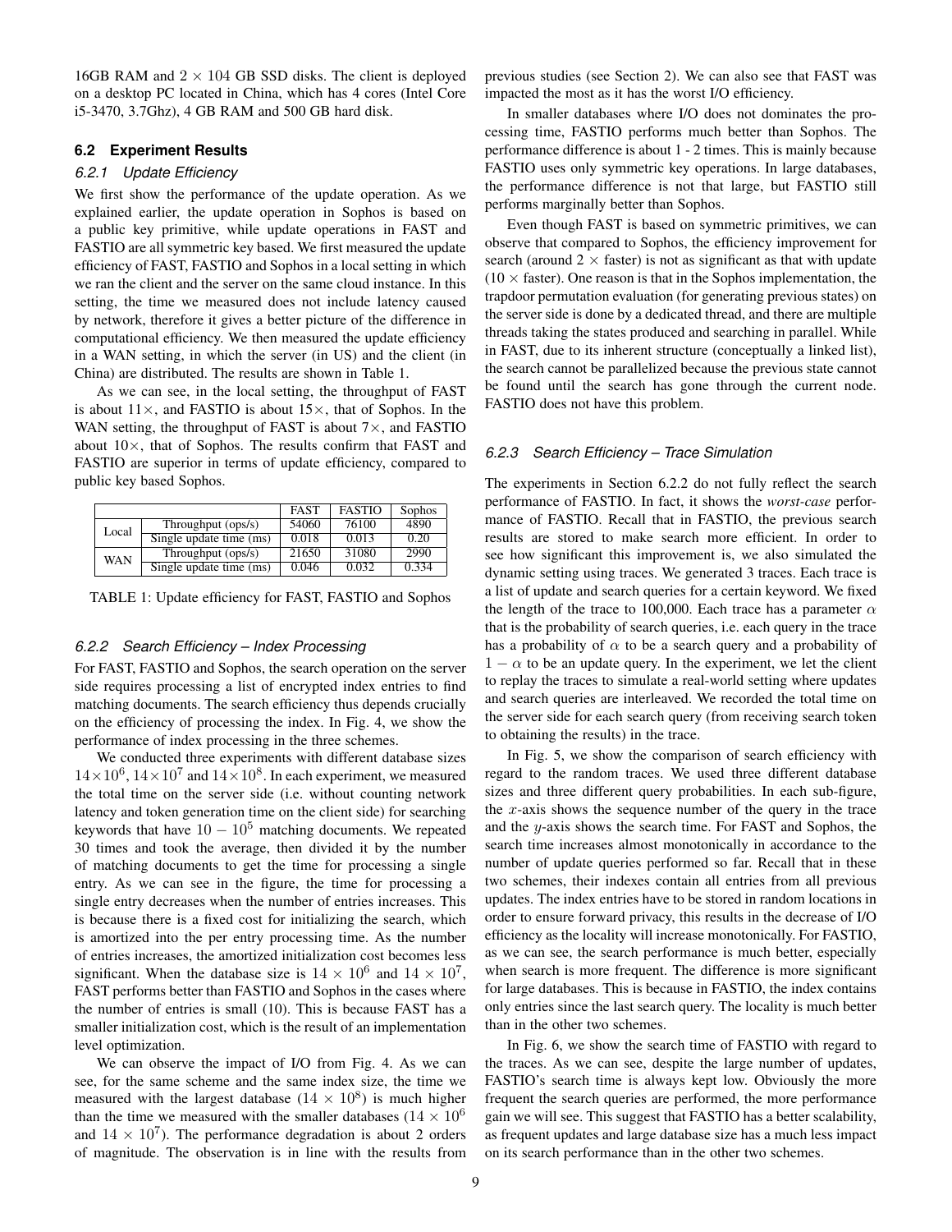16GB RAM and $2 \times 104$ GB SSD disks. The client is deployed on a desktop PC located in China, which has 4 cores (Intel Core i5-3470, 3.7Ghz), 4 GB RAM and 500 GB hard disk.

### 6.2 Experiment Results

#### *6.2.1 Update Efficiency*

We first show the performance of the update operation. As we explained earlier, the update operation in Sophos is based on a public key primitive, while update operations in FAST and FASTIO are all symmetric key based. We first measured the update efficiency of FAST, FASTIO and Sophos in a local setting in which we ran the client and the server on the same cloud instance. In this setting, the time we measured does not include latency caused by network, therefore it gives a better picture of the difference in computational efficiency. We then measured the update efficiency in a WAN setting, in which the server (in US) and the client (in China) are distributed. The results are shown in Table 1.

As we can see, in the local setting, the throughput of FAST is about $11\times$, and FASTIO is about $15\times$, that of Sophos. In the WAN setting, the throughput of FAST is about $7\times$, and FASTIO about $10\times$, that of Sophos. The results confirm that FAST and FASTIO are superior in terms of update efficiency, compared to public key based Sophos.

| | | FAST | FASTIO | Sophos |
|---|---|---|---|---|
| Local | Throughput (ops/s) | 54060 | 76100 | 4890 |
| | Single update time (ms) | 0.018 | 0.013 | 0.20 |
| WAN | Throughput (ops/s) | 21650 | 31080 | 2990 |
| | Single update time (ms) | 0.046 | 0.032 | 0.334 |

TABLE 1: Update efficiency for FAST, FASTIO and Sophos

#### *6.2.2 Search Efficiency – Index Processing*

For FAST, FASTIO and Sophos, the search operation on the server side requires processing a list of encrypted index entries to find matching documents. The search efficiency thus depends crucially on the efficiency of processing the index. In Fig. 4, we show the performance of index processing in the three schemes.

We conducted three experiments with different database sizes $14\times10^6$, $14\times10^7$ and $14\times10^8$. In each experiment, we measured the total time on the server side (i.e. without counting network latency and token generation time on the client side) for searching keywords that have $10 - 10^5$ matching documents. We repeated 30 times and took the average, then divided it by the number of matching documents to get the time for processing a single entry. As we can see in the figure, the time for processing a single entry decreases when the number of entries increases. This is because there is a fixed cost for initializing the search, which is amortized into the per entry processing time. As the number of entries increases, the amortized initialization cost becomes less significant. When the database size is $14 \times 10^6$ and $14 \times 10^7$, FAST performs better than FASTIO and Sophos in the cases where the number of entries is small (10). This is because FAST has a smaller initialization cost, which is the result of an implementation level optimization.

We can observe the impact of I/O from Fig. 4. As we can see, for the same scheme and the same index size, the time we measured with the largest database ($14 \times 10^8$) is much higher than the time we measured with the smaller databases ($14 \times 10^6$ and $14 \times 10^7$). The performance degradation is about 2 orders of magnitude. The observation is in line with the results from previous studies (see Section 2). We can also see that FAST was impacted the most as it has the worst I/O efficiency.

In smaller databases where I/O does not dominates the processing time, FASTIO performs much better than Sophos. The performance difference is about 1 - 2 times. This is mainly because FASTIO uses only symmetric key operations. In large databases, the performance difference is not that large, but FASTIO still performs marginally better than Sophos.

Even though FAST is based on symmetric primitives, we can observe that compared to Sophos, the efficiency improvement for search (around $2\times$ faster) is not as significant as that with update ($10\times$ faster). One reason is that in the Sophos implementation, the trapdoor permutation evaluation (for generating previous states) on the server side is done by a dedicated thread, and there are multiple threads taking the states produced and searching in parallel. While in FAST, due to its inherent structure (conceptually a linked list), the search cannot be parallelized because the previous state cannot be found until the search has gone through the current node. FASTIO does not have this problem.

#### *6.2.3 Search Efficiency – Trace Simulation*

The experiments in Section 6.2.2 do not fully reflect the search performance of FASTIO. In fact, it shows the *worst-case* performance of FASTIO. Recall that in FASTIO, the previous search results are stored to make search more efficient. In order to see how significant this improvement is, we also simulated the dynamic setting using traces. We generated 3 traces. Each trace is a list of update and search queries for a certain keyword. We fixed the length of the trace to 100,000. Each trace has a parameter $\alpha$ that is the probability of search queries, i.e. each query in the trace has a probability of $\alpha$ to be a search query and a probability of $1 - \alpha$ to be an update query. In the experiment, we let the client to replay the traces to simulate a real-world setting where updates and search queries are interleaved. We recorded the total time on the server side for each search query (from receiving search token to obtaining the results) in the trace.

In Fig. 5, we show the comparison of search efficiency with regard to the random traces. We used three different database sizes and three different query probabilities. In each sub-figure, the $x$-axis shows the sequence number of the query in the trace and the $y$-axis shows the search time. For FAST and Sophos, the search time increases almost monotonically in accordance to the number of update queries performed so far. Recall that in these two schemes, their indexes contain all entries from all previous updates. The index entries have to be stored in random locations in order to ensure forward privacy, this results in the decrease of I/O efficiency as the locality will increase monotonically. For FASTIO, as we can see, the search performance is much better, especially when search is more frequent. The difference is more significant for large databases. This is because in FASTIO, the index contains only entries since the last search query. The locality is much better than in the other two schemes.

In Fig. 6, we show the search time of FASTIO with regard to the traces. As we can see, despite the large number of updates, FASTIO's search time is always kept low. Obviously the more frequent the search queries are performed, the more performance gain we will see. This suggest that FASTIO has a better scalability, as frequent updates and large database size has a much less impact on its search performance than in the other two schemes.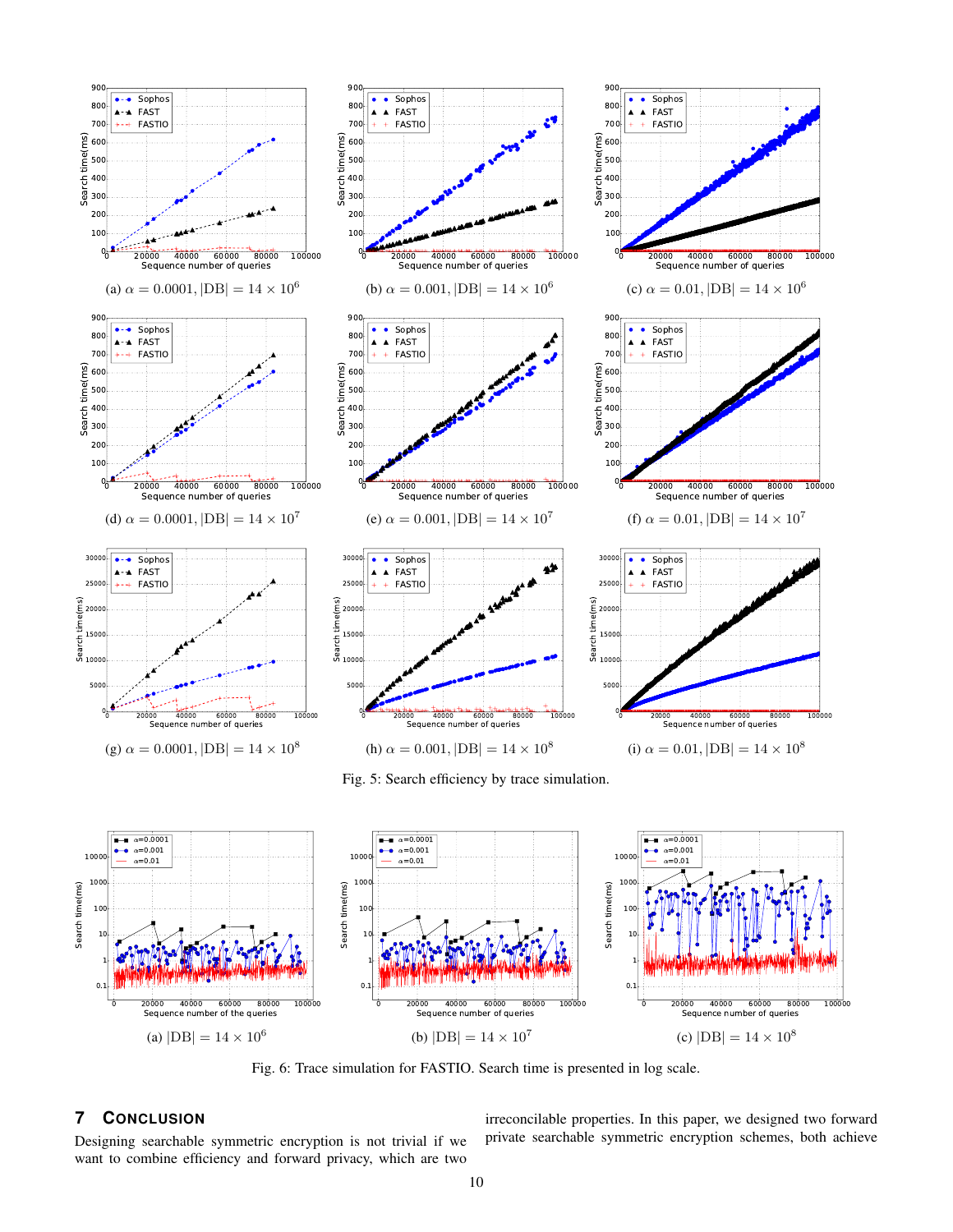(a) $\alpha = 0.0001$, $|\text{DB}| = 14 \times 10^6$

(b) $\alpha = 0.001$, $|\text{DB}| = 14 \times 10^6$

(c) $\alpha = 0.01$, $|\text{DB}| = 14 \times 10^6$

(d) $\alpha = 0.0001$, $|\text{DB}| = 14 \times 10^7$

(e) $\alpha = 0.001$, $|\text{DB}| = 14 \times 10^7$

(f) $\alpha = 0.01$, $|\text{DB}| = 14 \times 10^7$

(g) $\alpha = 0.0001$, $|\text{DB}| = 14 \times 10^8$

(h) $\alpha = 0.001$, $|\text{DB}| = 14 \times 10^8$

(i) $\alpha = 0.01$, $|\text{DB}| = 14 \times 10^8$

Fig. 5: Search efficiency by trace simulation.

(a) $|\text{DB}| = 14 \times 10^6$

(b) $|\text{DB}| = 14 \times 10^7$

(c) $|\text{DB}| = 14 \times 10^8$

Fig. 6: Trace simulation for FASTIO. Search time is presented in log scale.

## 7 Conclusion

Designing searchable symmetric encryption is not trivial if we want to combine efficiency and forward privacy, which are two irreconcilable properties. In this paper, we designed two forward private searchable symmetric encryption schemes, both achieve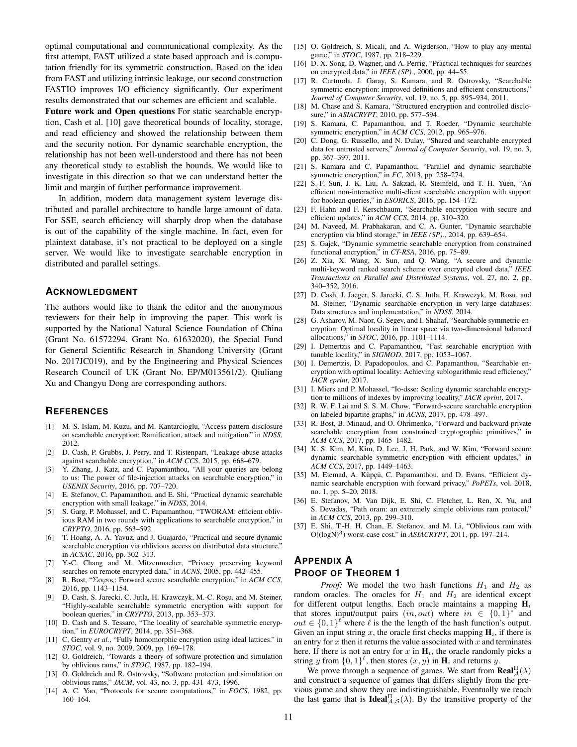optimal computational and communicational complexity. As the first attempt, FAST utilized a state based approach and is computation friendly for its symmetric construction. Based on the idea from FAST and utilizing intrinsic leakage, our second construction FASTIO improves I/O efficiency significantly. Our experiment results demonstrated that our schemes are efficient and scalable.

**Future work and Open questions** For static searchable encryption, Cash et al. [10] gave theoretical bounds of locality, storage, and read efficiency and showed the relationship between them and the security notion. For dynamic searchable encryption, the relationship has not been well-understood and there has not been any theoretical study to establish the bounds. We would like to investigate in this direction so that we can understand better the limit and margin of further performance improvement.

In addition, modern data management system leverage distributed and parallel architecture to handle large amount of data. For SSE, search efficiency will sharply drop when the database is out of the capability of the single machine. In fact, even for plaintext database, it's not practical to be deployed on a single server. We would like to investigate searchable encryption in distributed and parallel settings.

## Acknowledgment

The authors would like to thank the editor and the anonymous reviewers for their help in improving the paper. This work is supported by the National Natural Science Foundation of China (Grant No. 61572294, Grant No. 61632020), the Special Fund for General Scientific Research in Shandong University (Grant No. 2017JC019), and by the Engineering and Physical Sciences Research Council of UK (Grant No. EP/M013561/2). Qiuliang Xu and Changyu Dong are corresponding authors.

## References

[1] M. S. Islam, M. Kuzu, and M. Kantarcioglu, "Access pattern disclosure on searchable encryption: Ramification, attack and mitigation." in *NDSS*, 2012.

[2] D. Cash, P. Grubbs, J. Perry, and T. Ristenpart, "Leakage-abuse attacks against searchable encryption," in *ACM CCS*, 2015, pp. 668–679.

[3] Y. Zhang, J. Katz, and C. Papamanthou, "All your queries are belong to us: The power of file-injection attacks on searchable encryption," in *USENIX Security*, 2016, pp. 707–720.

[4] E. Stefanov, C. Papamanthou, and E. Shi, "Practical dynamic searchable encryption with small leakage." in *NDSS*, 2014.

[5] S. Garg, P. Mohassel, and C. Papamanthou, "TWORAM: efficient oblivious RAM in two rounds with applications to searchable encryption," in *CRYPTO*, 2016, pp. 563–592.

[6] T. Hoang, A. A. Yavuz, and J. Guajardo, "Practical and secure dynamic searchable encryption via oblivious access on distributed data structure," in *ACSAC*, 2016, pp. 302–313.

[7] Y.-C. Chang and M. Mitzenmacher, "Privacy preserving keyword searches on remote encrypted data," in *ACNS*, 2005, pp. 442–455.

[8] R. Bost, "Σοφος: Forward secure searchable encryption," in *ACM CCS*, 2016, pp. 1143–1154.

[9] D. Cash, S. Jarecki, C. Jutla, H. Krawczyk, M.-C. Roşu, and M. Steiner, "Highly-scalable searchable symmetric encryption with support for boolean queries," in *CRYPTO*, 2013, pp. 353–373.

[10] D. Cash and S. Tessaro, "The locality of searchable symmetric encryption," in *EUROCRYPT*, 2014, pp. 351–368.

[11] C. Gentry *et al.*, "Fully homomorphic encryption using ideal lattices." in *STOC*, vol. 9, no. 2009, 2009, pp. 169–178.

[12] O. Goldreich, "Towards a theory of software protection and simulation by oblivious rams," in *STOC*, 1987, pp. 182–194.

[13] O. Goldreich and R. Ostrovsky, "Software protection and simulation on oblivious rams," *JACM*, vol. 43, no. 3, pp. 431–473, 1996.

[14] A. C. Yao, "Protocols for secure computations," in *FOCS*, 1982, pp. 160–164.

[15] O. Goldreich, S. Micali, and A. Wigderson, "How to play any mental game," in *STOC*, 1987, pp. 218–229.

[16] D. X. Song, D. Wagner, and A. Perrig, "Practical techniques for searches on encrypted data," in *IEEE (SP).*, 2000, pp. 44–55.

[17] R. Curtmola, J. Garay, S. Kamara, and R. Ostrovsky, "Searchable symmetric encryption: improved definitions and efficient constructions," *Journal of Computer Security*, vol. 19, no. 5, pp. 895–934, 2011.

[18] M. Chase and S. Kamara, "Structured encryption and controlled disclosure," in *ASIACRYPT*, 2010, pp. 577–594.

[19] S. Kamara, C. Papamanthou, and T. Roeder, "Dynamic searchable symmetric encryption," in *ACM CCS*, 2012, pp. 965–976.

[20] C. Dong, G. Russello, and N. Dulay, "Shared and searchable encrypted data for untrusted servers," *Journal of Computer Security*, vol. 19, no. 3, pp. 367–397, 2011.

[21] S. Kamara and C. Papamanthou, "Parallel and dynamic searchable symmetric encryption," in *FC*, 2013, pp. 258–274.

[22] S.-F. Sun, J. K. Liu, A. Sakzad, R. Steinfeld, and T. H. Yuen, "An efficient non-interactive multi-client searchable encryption with support for boolean queries," in *ESORICS*, 2016, pp. 154–172.

[23] F. Hahn and F. Kerschbaum, "Searchable encryption with secure and efficient updates," in *ACM CCS*, 2014, pp. 310–320.

[24] M. Naveed, M. Prabhakaran, and C. A. Gunter, "Dynamic searchable encryption via blind storage," in *IEEE (SP).*, 2014, pp. 639–654.

[25] S. Gajek, "Dynamic symmetric searchable encryption from constrained functional encryption," in *CT-RSA*, 2016, pp. 75–89.

[26] Z. Xia, X. Wang, X. Sun, and Q. Wang, "A secure and dynamic multi-keyword ranked search scheme over encrypted cloud data," *IEEE Transactions on Parallel and Distributed Systems*, vol. 27, no. 2, pp. 340–352, 2016.

[27] D. Cash, J. Jaeger, S. Jarecki, C. S. Jutla, H. Krawczyk, M. Rosu, and M. Steiner, "Dynamic searchable encryption in very-large databases: Data structures and implementation," in *NDSS*, 2014.

[28] G. Asharov, M. Naor, G. Segev, and I. Shahaf, "Searchable symmetric encryption: Optimal locality in linear space via two-dimensional balanced allocations," in *STOC*, 2016, pp. 1101–1114.

[29] I. Demertzis and C. Papamanthou, "Fast searchable encryption with tunable locality," in *SIGMOD*, 2017, pp. 1053–1067.

[30] I. Demertzis, D. Papadopoulos, and C. Papamanthou, "Searchable encryption with optimal locality: Achieving sublogarithmic read efficiency," *IACR eprint*, 2017.

[31] I. Miers and P. Mohassel, "Io-dsse: Scaling dynamic searchable encryption to millions of indexes by improving locality," *IACR eprint*, 2017.

[32] R. W. F. Lai and S. S. M. Chow, "Forward-secure searchable encryption on labeled bipartite graphs," in *ACNS*, 2017, pp. 478–497.

[33] R. Bost, B. Minaud, and O. Ohrimenko, "Forward and backward private searchable encryption from constrained cryptographic primitives," in *ACM CCS*, 2017, pp. 1465–1482.

[34] K. S. Kim, M. Kim, D. Lee, J. H. Park, and W. Kim, "Forward secure dynamic searchable symmetric encryption with efficient updates," in *ACM CCS*, 2017, pp. 1449–1463.

[35] M. Etemad, A. Küpçü, C. Papamanthou, and D. Evans, "Efficient dynamic searchable encryption with forward privacy," *PoPETs*, vol. 2018, no. 1, pp. 5–20, 2018.

[36] E. Stefanov, M. Van Dijk, E. Shi, C. Fletcher, L. Ren, X. Yu, and S. Devadas, "Path oram: an extremely simple oblivious ram protocol," in *ACM CCS*, 2013, pp. 299–310.

[37] E. Shi, T.-H. H. Chan, E. Stefanov, and M. Li, "Oblivious ram with O((logN)$^3$) worst-case cost." in *ASIACRYPT*, 2011, pp. 197–214.

## Appendix A
## Proof of Theorem 1

*Proof:* We model the two hash functions $H_1$ and $H_2$ as random oracles. The oracles for $H_1$ and $H_2$ are identical except for different output lengths. Each oracle maintains a mapping $\mathbf{H}_i$ that stores input/output pairs $(in, out)$ where $in \in \{0,1\}^*$ and $out \in \{0,1\}^\ell$ where $\ell$ is the the length of the hash function's output. Given an input string $x$, the oracle first checks mapping $\mathbf{H}_i$, if there is an entry for $x$ then it returns the value associated with $x$ and terminates here. If there is not an entry for $x$ in $\mathbf{H}_i$, the oracle randomly picks a string $y$ from $\{0,1\}^\ell$, then stores $(x, y)$ in $\mathbf{H}_i$ and returns $y$.

We prove through a sequence of games. We start from $\mathbf{Real}^{\Pi}_{\mathcal{A}}(\lambda)$ and construct a sequence of games that differs slightly from the previous game and show they are indistinguishable. Eventually we reach the last game that is $\mathbf{Ideal}^{\Pi}_{\mathcal{A},\mathcal{S}}(\lambda)$. By the transitive property of the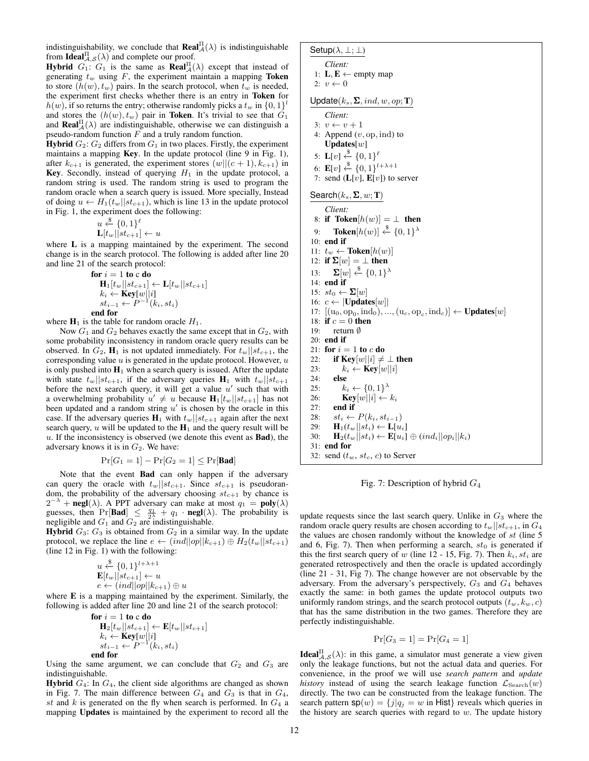indistinguishability, we conclude that $\mathbf{Real}^{\Pi}_{\mathcal{A}}(\lambda)$ is indistinguishable from $\mathbf{Ideal}^{\Pi}_{\mathcal{A},\mathcal{S}}(\lambda)$ and complete our proof.

**Hybrid** $G_1$: $G_1$ is the same as $\mathbf{Real}^{\Pi}_{\mathcal{A}}(\lambda)$ except that instead of generating $t_w$ using $F$, the experiment maintain a mapping **Token** to store $(h(w), t_w)$ pairs. In the search protocol, when $t_w$ is needed, the experiment first checks whether there is an entry in **Token** for $h(w)$, if so returns the entry; otherwise randomly picks a $t_w$ in $\{0,1\}^l$ and stores the $(h(w), t_w)$ pair in **Token**. It's trivial to see that $G_1$ and $\mathbf{Real}^{\Pi}_{\mathcal{A}}(\lambda)$ are indistinguishable, otherwise we can distinguish a pseudo-random function $F$ and a truly random function.

**Hybrid** $G_2$: $G_2$ differs from $G_1$ in two places. Firstly, the experiment maintains a mapping **Key**. In the update protocol (line 9 in Fig. 1), after $k_{c+1}$ is generated, the experiment stores $(w||(c+1), k_{c+1})$ in **Key**. Secondly, instead of querying $H_1$ in the update protocol, a random string is used. The random string is used to program the random oracle when a search query is issued. More specially, Instead of doing $u \leftarrow H_1(t_w||st_{c+1})$, which is line 13 in the update protocol in Fig. 1, the experiment does the following:

$$u \xleftarrow{\$} \{0,1\}^{\ell}$$
$$\mathbf{L}[t_w||st_{c+1}] \leftarrow u$$

where $\mathbf{L}$ is a mapping maintained by the experiment. The second change is in the search protocol. The following is added after line 20 and line 21 of the search protocol:

**for** $i = 1$ **to** c **do**
  $\mathbf{H}_1[t_w||st_{c+1}] \leftarrow \mathbf{L}[t_w||st_{c+1}]$
  $k_i \leftarrow \mathbf{Key}[w||i]$
  $st_{i-1} \leftarrow P^{-1}(k_i, st_i)$
**end for**

where $\mathbf{H}_1$ is the table for random oracle $H_1$.

Now $G_1$ and $G_2$ behaves exactly the same except that in $G_2$, with some probability inconsistency in random oracle query results can be observed. In $G_2$, $\mathbf{H}_1$ is not updated immediately. For $t_w||st_{c+1}$, the corresponding value $u$ is generated in the update protocol. However, $u$ is only pushed into $\mathbf{H}_1$ when a search query is issued. After the update with state $t_w||st_{c+1}$, if the adversary queries $\mathbf{H}_1$ with $t_w||st_{c+1}$ before the next search query, it will get a value $u'$ such that with a overwhelming probability $u' \neq u$ because $\mathbf{H}_1[t_w||st_{c+1}]$ has not been updated and a random string $u'$ is chosen by the oracle in this case. If the adversary queries $\mathbf{H}_1$ with $t_w||st_{c+1}$ again after the next search query, $u$ will be updated to the $\mathbf{H}_1$ and the query result will be $u$. If the inconsistency is observed (we denote this event as **Bad**), the adversary knows it is in $G_2$. We have:

$$\Pr[G_1 = 1] - \Pr[G_2 = 1] \leq \Pr[\mathbf{Bad}]$$

Note that the event **Bad** can only happen if the adversary can query the oracle with $t_w||st_{c+1}$. Since $st_{c+1}$ is pseudorandom, the probability of the adversary choosing $st_{c+1}$ by chance is $2^{-\lambda} + \mathbf{negl}(\lambda)$. A PPT adversary can make at most $q_1 = \mathbf{poly}(\lambda)$ guesses, then $\Pr[\mathbf{Bad}] \leq \frac{q_1}{2^{\lambda}} + q_1 \cdot \mathbf{negl}(\lambda)$. The probability is negligible and $G_1$ and $G_2$ are indistinguishable.

**Hybrid** $G_3$: $G_3$ is obtained from $G_2$ in a similar way. In the update protocol, we replace the line $e \leftarrow (ind||op||k_{c+1}) \oplus H_2(t_w||st_{c+1})$ (line 12 in Fig. 1) with the following:

$$u \xleftarrow{\$} \{0,1\}^{l+\lambda+1}$$
$$\mathbf{E}[t_w||st_{c+1}] \leftarrow u$$
$$e \leftarrow (ind||op||k_{c+1}) \oplus u$$

where $\mathbf{E}$ is a mapping maintained by the experiment. Similarly, the following is added after line 20 and line 21 of the search protocol:

**for** $i = 1$ **to** c **do**
  $\mathbf{H}_2[t_w||st_{c+1}] \leftarrow \mathbf{E}[t_w||st_{c+1}]$
  $k_i \leftarrow \mathbf{Key}[w||i]$
  $st_{i-1} \leftarrow P^{-1}(k_i, st_i)$
**end for**

Using the same argument, we can conclude that $G_2$ and $G_3$ are indistinguishable.

**Hybrid** $G_4$: In $G_4$, the client side algorithms are changed as shown in Fig. 7. The main difference between $G_4$ and $G_3$ is that in $G_4$, $st$ and $k$ is generated on the fly when search is performed. In $G_4$ a mapping **Updates** is maintained by the experiment to record all the update requests since the last search query. Unlike in $G_3$ where the random oracle query results are chosen according to $t_w||st_{c+1}$, in $G_4$ the values are chosen randomly without the knowledge of $st$ (line 5 and 6, Fig. 7). Then when performing a search, $st_0$ is generated if this the first search query of $w$ (line 12 - 15, Fig. 7). Then $k_i, st_i$ are generated retrospectively and then the oracle is updated accordingly (line 21 - 31, Fig 7). The change however are not observable by the adversary. From the adversary's perspectively, $G_3$ and $G_4$ behaves exactly the same: in both games the update protocol outputs two uniformly random strings, and the search protocol outputs $(t_w, k_w, c)$ that has the same distribution in the two games. Therefore they are perfectly indistinguishable.

$$\Pr[G_3 = 1] = \Pr[G_4 = 1]$$

$\mathbf{Ideal}^{\Pi}_{\mathcal{A},\mathcal{S}}(\lambda)$: in this game, a simulator must generate a view given only the leakage functions, but not the actual data and queries. For convenience, in the proof we will use *search pattern* and *update history* instead of using the search leakage function $\mathcal{L}_{\text{Search}}(w)$ directly. The two can be constructed from the leakage function. The search pattern $\mathsf{sp}(w) = \{j | q_j = w \text{ in } \mathsf{Hist}\}$ reveals which queries in the history are search queries with regard to $w$. The update history

```
Setup(λ, ⊥; ⊥)
    Client:
 1: L, E ← empty map
 2: v ← 0

Update(k_s, Σ, ind, w, op; T)
    Client:
 3: v ← v + 1
 4: Append (v, op, ind) to Updates[w]
 5: L[v] ←$ {0,1}^ℓ
 6: E[v] ←$ {0,1}^(l+λ+1)
 7: send (L[v], E[v]) to server

Search(k_s, Σ, w; T)
    Client:
 8: if Token[h(w)] = ⊥ then
 9:     Token[h(w)] ←$ {0,1}^λ
10: end if
11: t_w ← Token[h(w)]
12: if Σ[w] = ⊥ then
13:     Σ[w] ←$ {0,1}^λ
14: end if
15: st_0 ← Σ[w]
16: c ← |Updates[w]|
17: [(u_0, op_0, ind_0), ..., (u_c, op_c, ind_c)] ← Updates[w]
18: if c = 0 then
19:     return ∅
20: end if
21: for i = 1 to c do
22:     if Key[w||i] ≠ ⊥ then
23:         k_i ← Key[w||i]
24:     else
25:         k_i ← {0,1}^λ
26:         Key[w||i] ← k_i
27:     end if
28:     st_i ← P(k_i, st_{i-1})
29:     H_1(t_w||st_i) ← L[u_i]
30:     H_2(t_w||st_i) ← E[u_i] ⊕ (ind_i||op_i||k_i)
31: end for
32: send (t_w, st_c, c) to Server
```

Fig. 7: Description of hybrid $G_4$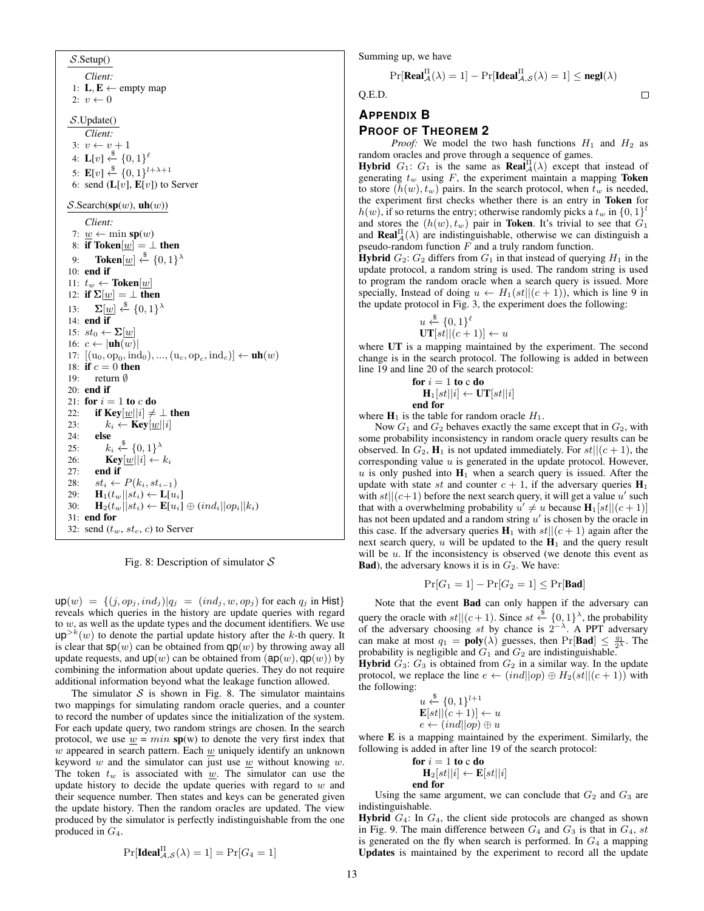```
S.Setup()
   Client:
 1: L, E ← empty map
 2: v ← 0

S.Update()
   Client:
 3: v ← v + 1
 4: L[v] ←$ {0,1}^ℓ
 5: E[v] ←$ {0,1}^{l+λ+1}
 6: send (L[v], E[v]) to Server

S.Search(sp(w), uh(w))
   Client:
 7: w̲ ← min sp(w)
 8: if Token[w̲] = ⊥ then
 9:     Token[w̲] ←$ {0,1}^λ
10: end if
11: t_w ← Token[w̲]
12: if Σ[w̲] = ⊥ then
13:     Σ[w̲] ←$ {0,1}^λ
14: end if
15: st_0 ← Σ[w̲]
16: c ← |uh(w)|
17: [(u_0, op_0, ind_0), ..., (u_c, op_c, ind_c)] ← uh(w)
18: if c = 0 then
19:     return ∅
20: end if
21: for i = 1 to c do
22:     if Key[w̲||i] ≠ ⊥ then
23:         k_i ← Key[w̲||i]
24:     else
25:         k_i ←$ {0,1}^λ
26:         Key[w̲||i] ← k_i
27:     end if
28:     st_i ← P(k_i, st_{i-1})
29:     H_1(t_w||st_i) ← L[u_i]
30:     H_2(t_w||st_i) ← E[u_i] ⊕ (ind_i||op_i||k_i)
31: end for
32: send (t_w, st_c, c) to Server
```

Fig. 8: Description of simulator $\mathcal{S}$

$\mathsf{up}(w) = \{(j, op_j, ind_j) | q_j = (ind_j, w, op_j)$ for each $q_j$ in Hist$\}$ reveals which queries in the history are update queries with regard to $w$, as well as the update types and the document identifiers. We use $\mathsf{up}^{>k}(w)$ to denote the partial update history after the $k$-th query. It is clear that $\mathsf{sp}(w)$ can be obtained from $\mathsf{qp}(w)$ by throwing away all update requests, and $\mathsf{up}(w)$ can be obtained from $(\mathsf{ap}(w), \mathsf{qp}(w))$ by combining the information about update queries. They do not require additional information beyond what the leakage function allowed.

The simulator $\mathcal{S}$ is shown in Fig. 8. The simulator maintains two mappings for simulating random oracle queries, and a counter to record the number of updates since the initialization of the system. For each update query, two random strings are chosen. In the search protocol, we use $\underline{w} = min$ $\mathbf{sp}$(w) to denote the very first index that $w$ appeared in search pattern. Each $\underline{w}$ uniquely identify an unknown keyword $w$ and the simulator can just use $\underline{w}$ without knowing $w$. The token $t_w$ is associated with $\underline{w}$. The simulator can use the update history to decide the update queries with regard to $w$ and their sequence number. Then states and keys can be generated given the update history. Then the random oracles are updated. The view produced by the simulator is perfectly indistinguishable from the one produced in $G_4$.

$$\Pr[\mathbf{Ideal}^{\Pi}_{\mathcal{A},\mathcal{S}}(\lambda) = 1] = \Pr[G_4 = 1]$$

Summing up, we have

$$\Pr[\mathbf{Real}^{\Pi}_{\mathcal{A}}(\lambda) = 1] - \Pr[\mathbf{Ideal}^{\Pi}_{\mathcal{A},\mathcal{S}}(\lambda) = 1] \leq \mathbf{negl}(\lambda)$$

Q.E.D. □

## APPENDIX B
## PROOF OF THEOREM 2

*Proof:* We model the two hash functions $H_1$ and $H_2$ as random oracles and prove through a sequence of games.

**Hybrid** $G_1$: $G_1$ is the same as $\mathbf{Real}^{\Pi}_{\mathcal{A}}(\lambda)$ except that instead of generating $t_w$ using $F$, the experiment maintain a mapping **Token** to store $(h(w), t_w)$ pairs. In the search protocol, when $t_w$ is needed, the experiment first checks whether there is an entry in **Token** for $h(w)$, if so returns the entry; otherwise randomly picks a $t_w$ in $\{0,1\}^l$ and stores the $(h(w), t_w)$ pair in **Token**. It's trivial to see that $G_1$ and $\mathbf{Real}^{\Pi}_{\mathcal{A}}(\lambda)$ are indistinguishable, otherwise we can distinguish a pseudo-random function $F$ and a truly random function.

**Hybrid** $G_2$: $G_2$ differs from $G_1$ in that instead of querying $H_1$ in the update protocol, a random string is used. The random string is used to program the random oracle when a search query is issued. More specially, Instead of doing $u \leftarrow H_1(st||(c+1))$, which is line 9 in the update protocol in Fig. 3, the experiment does the following:

$$u \xleftarrow{\$} \{0,1\}^{\ell}$$
$$\mathbf{UT}[st||(c+1)] \leftarrow u$$

where **UT** is a mapping maintained by the experiment. The second change is in the search protocol. The following is added in between line 19 and line 20 of the search protocol:

```
for i = 1 to c do
    H_1[st||i] ← UT[st||i]
end for
```

where $\mathbf{H}_1$ is the table for random oracle $H_1$.

Now $G_1$ and $G_2$ behaves exactly the same except that in $G_2$, with some probability inconsistency in random oracle query results can be observed. In $G_2$, $\mathbf{H}_1$ is not updated immediately. For $st||(c+1)$, the corresponding value $u$ is generated in the update protocol. However, $u$ is only pushed into $\mathbf{H}_1$ when a search query is issued. After the update with state $st$ and counter $c+1$, if the adversary queries $\mathbf{H}_1$ with $st||(c+1)$ before the next search query, it will get a value $u'$ such that with a overwhelming probability $u' \neq u$ because $\mathbf{H}_1[st||(c+1)]$ has not been updated and a random string $u'$ is chosen by the oracle in this case. If the adversary queries $\mathbf{H}_1$ with $st||(c+1)$ again after the next search query, $u$ will be updated to the $\mathbf{H}_1$ and the query result will be $u$. If the inconsistency is observed (we denote this event as **Bad**), the adversary knows it is in $G_2$. We have:

$$\Pr[G_1 = 1] - \Pr[G_2 = 1] \leq \Pr[\mathbf{Bad}]$$

Note that the event **Bad** can only happen if the adversary can query the oracle with $st||(c+1)$. Since $st \xleftarrow{\$} \{0,1\}^{\lambda}$, the probability of the adversary choosing $st$ by chance is $2^{-\lambda}$. A PPT adversary can make at most $q_1 = \mathbf{poly}(\lambda)$ guesses, then $\Pr[\mathbf{Bad}] \leq \frac{q_1}{2^{\lambda}}$. The probability is negligible and $G_1$ and $G_2$ are indistinguishable.

**Hybrid** $G_3$: $G_3$ is obtained from $G_2$ in a similar way. In the update protocol, we replace the line $e \leftarrow (ind||op) \oplus H_2(st||(c+1))$ with the following:

$$u \xleftarrow{\$} \{0,1\}^{l+1}$$
$$\mathbf{E}[st||(c+1)] \leftarrow u$$
$$e \leftarrow (ind||op) \oplus u$$

where **E** is a mapping maintained by the experiment. Similarly, the following is added in after line 19 of the search protocol:

```
for i = 1 to c do
    H_2[st||i] ← E[st||i]
end for
```

Using the same argument, we can conclude that $G_2$ and $G_3$ are indistinguishable.

**Hybrid** $G_4$: In $G_4$, the client side protocols are changed as shown in Fig. 9. The main difference between $G_4$ and $G_3$ is that in $G_4$, $st$ is generated on the fly when search is performed. In $G_4$ a mapping **Updates** is maintained by the experiment to record all the update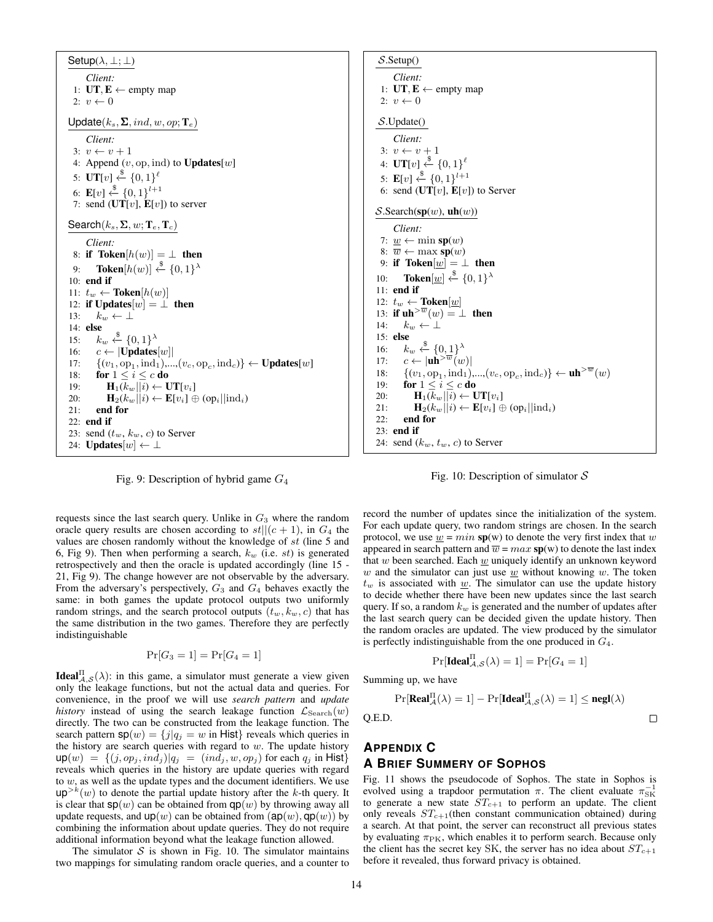```
Setup(λ, ⊥; ⊥)
    Client:
 1: UT, E ← empty map
 2: v ← 0

Update(k_s, Σ, ind, w, op; T_e)
    Client:
 3: v ← v + 1
 4: Append (v, op, ind) to Updates[w]
 5: UT[v] ←$ {0,1}^ℓ
 6: E[v] ←$ {0,1}^{l+1}
 7: send (UT[v], E[v]) to server

Search(k_s, Σ, w; T_e, T_c)
    Client:
 8: if Token[h(w)] = ⊥ then
 9:     Token[h(w)] ←$ {0,1}^λ
10: end if
11: t_w ← Token[h(w)]
12: if Updates[w] = ⊥ then
13:     k_w ← ⊥
14: else
15:     k_w ←$ {0,1}^λ
16:     c ← |Updates[w]|
17:     {(v_1, op_1, ind_1),...,(v_c, op_c, ind_c)} ← Updates[w]
18:     for 1 ≤ i ≤ c do
19:         H_1(k_w||i) ← UT[v_i]
20:         H_2(k_w||i) ← E[v_i] ⊕ (op_i||ind_i)
21:     end for
22: end if
23: send (t_w, k_w, c) to Server
24: Updates[w] ← ⊥
```

Fig. 9: Description of hybrid game $G_4$

```
S.Setup()
    Client:
 1: UT, E ← empty map
 2: v ← 0

S.Update()
    Client:
 3: v ← v + 1
 4: UT[v] ←$ {0,1}^ℓ
 5: E[v] ←$ {0,1}^{l+1}
 6: send (UT[v], E[v]) to Server

S.Search(sp(w), uh(w))
    Client:
 7: w_ ← min sp(w)
 8: w¯ ← max sp(w)
 9: if Token[w_] = ⊥ then
10:     Token[w_] ←$ {0,1}^λ
11: end if
12: t_w ← Token[w_]
13: if uh^{>w¯}(w) = ⊥ then
14:     k_w ← ⊥
15: else
16:     k_w ←$ {0,1}^λ
17:     c ← |uh^{>w¯}(w)|
18:     {(v_1, op_1, ind_1),...,(v_c, op_c, ind_c)} ← uh^{>w¯}(w)
19:     for 1 ≤ i ≤ c do
20:         H_1(k_w||i) ← UT[v_i]
21:         H_2(k_w||i) ← E[v_i] ⊕ (op_i||ind_i)
22:     end for
23: end if
24: send (k_w, t_w, c) to Server
```

Fig. 10: Description of simulator $\mathcal{S}$

requests since the last search query. Unlike in $G_3$ where the random oracle query results are chosen according to $st||(c+1)$, in $G_4$ the values are chosen randomly without the knowledge of $st$ (line 5 and 6, Fig 9). Then when performing a search, $k_w$ (i.e. $st$) is generated retrospectively and then the oracle is updated accordingly (line 15 - 21, Fig 9). The change however are not observable by the adversary. From the adversary's perspectively, $G_3$ and $G_4$ behaves exactly the same: in both games the update protocol outputs two uniformly random strings, and the search protocol outputs $(t_w, k_w, c)$ that has the same distribution in the two games. Therefore they are perfectly indistinguishable

$$\Pr[G_3 = 1] = \Pr[G_4 = 1]$$

$\mathbf{Ideal}^{\Pi}_{\mathcal{A},\mathcal{S}}(\lambda)$: in this game, a simulator must generate a view given only the leakage functions, but not the actual data and queries. For convenience, in the proof we will use *search pattern* and *update history* instead of using the search leakage function $\mathcal{L}_{\text{Search}}(w)$ directly. The two can be constructed from the leakage function. The search pattern $\mathsf{sp}(w) = \{j | q_j = w \text{ in } \mathsf{Hist}\}$ reveals which queries in the history are search queries with regard to $w$. The update history $\mathsf{up}(w) = \{(j, op_j, ind_j) | q_j = (ind_j, w, op_j) \text{ for each } q_j \text{ in } \mathsf{Hist}\}$ reveals which queries in the history are update queries with regard to $w$, as well as the update types and the document identifiers. We use $\mathsf{up}^{>k}(w)$ to denote the partial update history after the $k$-th query. It is clear that $\mathsf{sp}(w)$ can be obtained from $\mathsf{qp}(w)$ by throwing away all update requests, and $\mathsf{up}(w)$ can be obtained from $(\mathsf{ap}(w), \mathsf{qp}(w))$ by combining the information about update queries. They do not require additional information beyond what the leakage function allowed.

The simulator $\mathcal{S}$ is shown in Fig. 10. The simulator maintains two mappings for simulating random oracle queries, and a counter to record the number of updates since the initialization of the system. For each update query, two random strings are chosen. In the search protocol, we use $\underline{w} = min\ \mathbf{sp}(w)$ to denote the very first index that $w$ appeared in search pattern and $\overline{w} = max\ \mathbf{sp}(w)$ to denote the last index that $w$ been searched. Each $\underline{w}$ uniquely identify an unknown keyword $w$ and the simulator can just use $\underline{w}$ without knowing $w$. The token $t_w$ is associated with $\underline{w}$. The simulator can use the update history to decide whether there have been new updates since the last search query. If so, a random $k_w$ is generated and the number of updates after the last search query can be decided given the update history. Then the random oracles are updated. The view produced by the simulator is perfectly indistinguishable from the one produced in $G_4$.

$$\Pr[\mathbf{Ideal}^{\Pi}_{\mathcal{A},\mathcal{S}}(\lambda) = 1] = \Pr[G_4 = 1]$$

Summing up, we have

$$\Pr[\mathbf{Real}^{\Pi}_{\mathcal{A}}(\lambda) = 1] - \Pr[\mathbf{Ideal}^{\Pi}_{\mathcal{A},\mathcal{S}}(\lambda) = 1] \leq \mathbf{negl}(\lambda)$$

Q.E.D. □

## Appendix C
## A Brief Summery of Sophos

Fig. 11 shows the pseudocode of Sophos. The state in Sophos is evolved using a trapdoor permutation $\pi$. The client evaluate $\pi^{-1}_{\text{SK}}$ to generate a new state $ST_{c+1}$ to perform an update. The client only reveals $ST_{c+1}$(then constant communication obtained) during a search. At that point, the server can reconstruct all previous states by evaluating $\pi_{\text{PK}}$, which enables it to perform search. Because only the client has the secret key SK, the server has no idea about $ST_{c+1}$ before it revealed, thus forward privacy is obtained.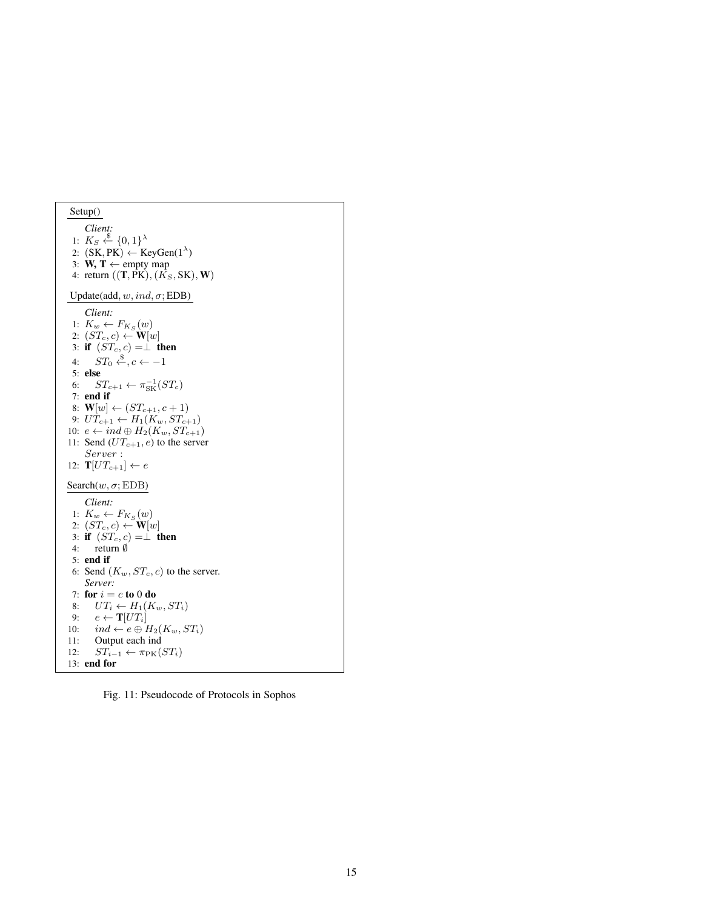Setup()

*Client:*

1: $K_S \xleftarrow{\$} \{0,1\}^\lambda$
2: $(\mathrm{SK}, \mathrm{PK}) \leftarrow \mathrm{KeyGen}(1^\lambda)$
3: **W, T** $\leftarrow$ empty map
4: return $((\mathbf{T}, \mathrm{PK}), (K_S, \mathrm{SK}), \mathbf{W})$

Update(add, $w, ind, \sigma$; EDB)

*Client:*

1: $K_w \leftarrow F_{K_S}(w)$
2: $(ST_c, c) \leftarrow \mathbf{W}[w]$
3: **if** $(ST_c, c) = \perp$ **then**
4: $\quad ST_0 \xleftarrow{\$}, c \leftarrow -1$
5: **else**
6: $\quad ST_{c+1} \leftarrow \pi^{-1}_{\mathrm{SK}}(ST_c)$
7: **end if**
8: $\mathbf{W}[w] \leftarrow (ST_{c+1}, c+1)$
9: $UT_{c+1} \leftarrow H_1(K_w, ST_{c+1})$
10: $e \leftarrow ind \oplus H_2(K_w, ST_{c+1})$
11: Send $(UT_{c+1}, e)$ to the server

$Server:$

12: $\mathbf{T}[UT_{c+1}] \leftarrow e$

Search($w, \sigma$; EDB)

*Client:*

1: $K_w \leftarrow F_{K_S}(w)$
2: $(ST_c, c) \leftarrow \mathbf{W}[w]$
3: **if** $(ST_c, c) = \perp$ **then**
4: $\quad$ return $\emptyset$
5: **end if**
6: Send $(K_w, ST_c, c)$ to the server.

*Server:*

7: **for** $i = c$ **to** $0$ **do**
8: $\quad UT_i \leftarrow H_1(K_w, ST_i)$
9: $\quad e \leftarrow \mathbf{T}[UT_i]$
10: $\quad ind \leftarrow e \oplus H_2(K_w, ST_i)$
11: $\quad$ Output each ind
12: $\quad ST_{i-1} \leftarrow \pi_{\mathrm{PK}}(ST_i)$
13: **end for**

Fig. 11: Pseudocode of Protocols in Sophos